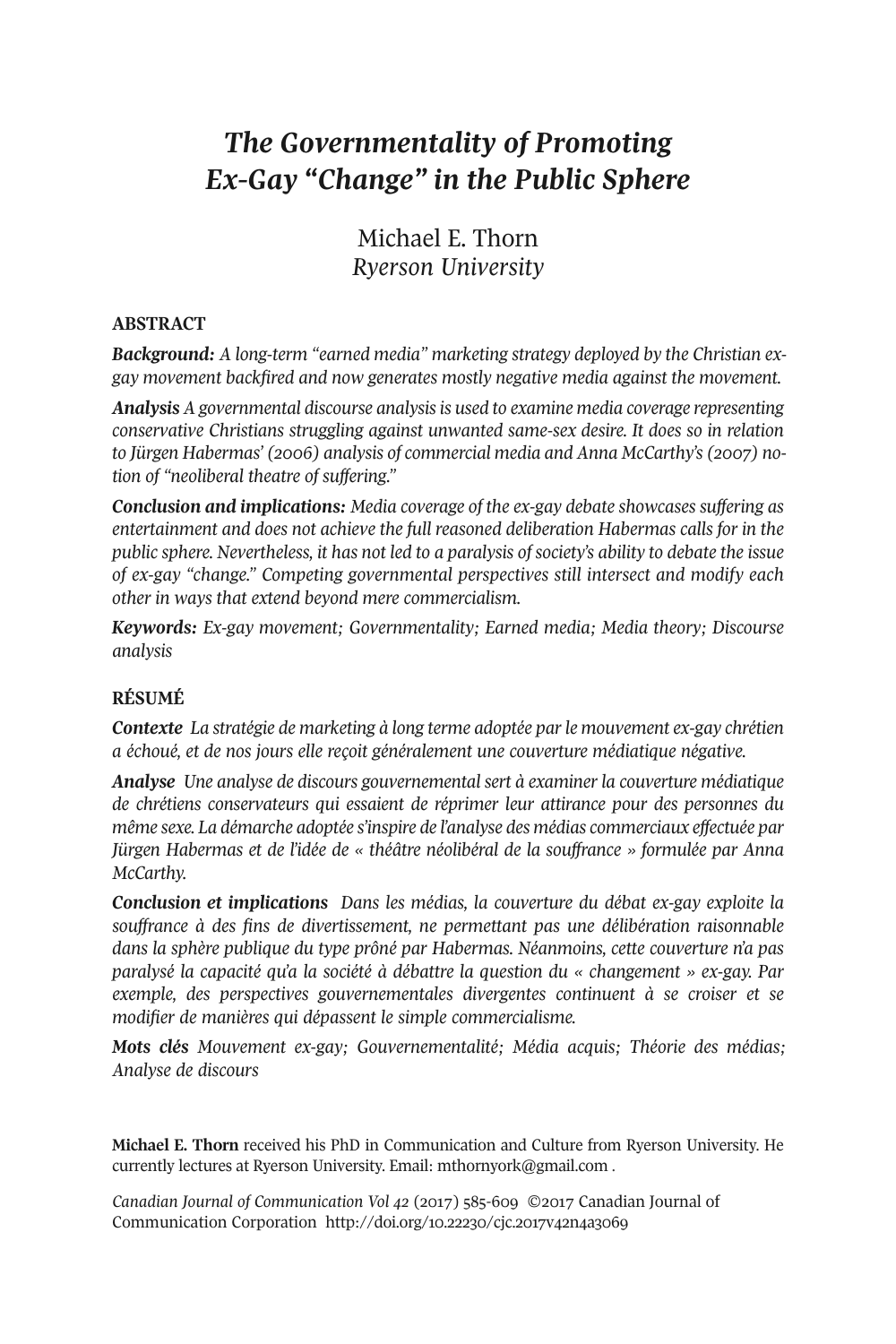# *The Governmentality of Promoting Ex-Gay "Change" in the Public Sphere*

Michael E. Thorn
*Ryerson University*

## ABSTRACT

***Background:*** *A long-term "earned media" marketing strategy deployed by the Christian ex-gay movement backfired and now generates mostly negative media against the movement.*

***Analysis*** *A governmental discourse analysis is used to examine media coverage representing conservative Christians struggling against unwanted same-sex desire. It does so in relation to Jürgen Habermas' (2006) analysis of commercial media and Anna McCarthy's (2007) notion of "neoliberal theatre of suffering."*

***Conclusion and implications:*** *Media coverage of the ex-gay debate showcases suffering as entertainment and does not achieve the full reasoned deliberation Habermas calls for in the public sphere. Nevertheless, it has not led to a paralysis of society's ability to debate the issue of ex-gay "change." Competing governmental perspectives still intersect and modify each other in ways that extend beyond mere commercialism.*

***Keywords:*** *Ex-gay movement; Governmentality; Earned media; Media theory; Discourse analysis*

## RÉSUMÉ

***Contexte*** *La stratégie de marketing à long terme adoptée par le mouvement ex-gay chrétien a échoué, et de nos jours elle reçoit généralement une couverture médiatique négative.*

***Analyse*** *Une analyse de discours gouvernemental sert à examiner la couverture médiatique de chrétiens conservateurs qui essaient de réprimer leur attirance pour des personnes du même sexe. La démarche adoptée s'inspire de l'analyse des médias commerciaux effectuée par Jürgen Habermas et de l'idée de « théâtre néolibéral de la souffrance » formulée par Anna McCarthy.*

***Conclusion et implications*** *Dans les médias, la couverture du débat ex-gay exploite la souffrance à des fins de divertissement, ne permettant pas une délibération raisonnable dans la sphère publique du type prôné par Habermas. Néanmoins, cette couverture n'a pas paralysé la capacité qu'a la société à débattre la question du « changement » ex-gay. Par exemple, des perspectives gouvernementales divergentes continuent à se croiser et se modifier de manières qui dépassent le simple commercialisme.*

***Mots clés*** *Mouvement ex-gay; Gouvernementalité; Média acquis; Théorie des médias; Analyse de discours*

**Michael E. Thorn** received his PhD in Communication and Culture from Ryerson University. He currently lectures at Ryerson University. Email: mthornyork@gmail.com .

*Canadian Journal of Communication Vol 42* (2017) 585-609 ©2017 Canadian Journal of Communication Corporation http://doi.org/10.22230/cjc.2017v42n4a3069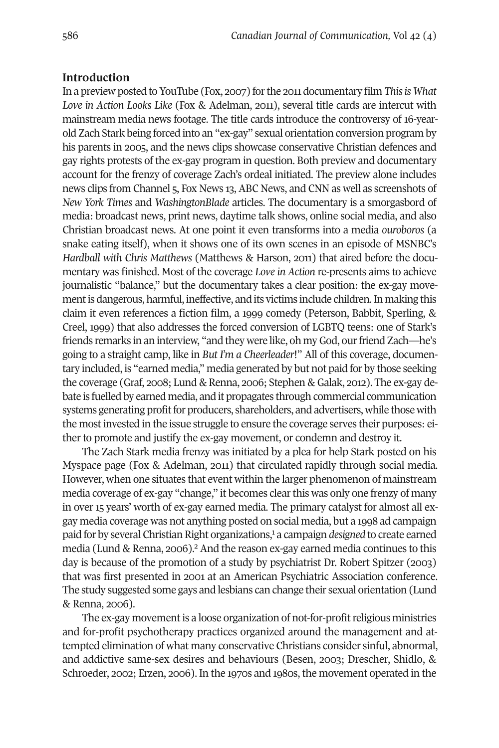## Introduction

In a preview posted to YouTube (Fox, 2007) for the 2011 documentary film *This is What Love in Action Looks Like* (Fox & Adelman, 2011), several title cards are intercut with mainstream media news footage. The title cards introduce the controversy of 16-year-old Zach Stark being forced into an "ex-gay" sexual orientation conversion program by his parents in 2005, and the news clips showcase conservative Christian defences and gay rights protests of the ex-gay program in question. Both preview and documentary account for the frenzy of coverage Zach's ordeal initiated. The preview alone includes news clips from Channel 5, Fox News 13, ABC News, and CNN as well as screenshots of *New York Times* and *WashingtonBlade* articles. The documentary is a smorgasbord of media: broadcast news, print news, daytime talk shows, online social media, and also Christian broadcast news. At one point it even transforms into a media *ouroboros* (a snake eating itself), when it shows one of its own scenes in an episode of MSNBC's *Hardball with Chris Matthews* (Matthews & Harson, 2011) that aired before the documentary was finished. Most of the coverage *Love in Action* re-presents aims to achieve journalistic "balance," but the documentary takes a clear position: the ex-gay movement is dangerous, harmful, ineffective, and its victims include children. In making this claim it even references a fiction film, a 1999 comedy (Peterson, Babbit, Sperling, & Creel, 1999) that also addresses the forced conversion of LGBTQ teens: one of Stark's friends remarks in an interview, "and they were like, oh my God, our friend Zach—he's going to a straight camp, like in *But I'm a Cheerleader*!" All of this coverage, documentary included, is "earned media," media generated by but not paid for by those seeking the coverage (Graf, 2008; Lund & Renna, 2006; Stephen & Galak, 2012). The ex-gay debate is fuelled by earned media, and it propagates through commercial communication systems generating profit for producers, shareholders, and advertisers, while those with the most invested in the issue struggle to ensure the coverage serves their purposes: either to promote and justify the ex-gay movement, or condemn and destroy it.

The Zach Stark media frenzy was initiated by a plea for help Stark posted on his Myspace page (Fox & Adelman, 2011) that circulated rapidly through social media. However, when one situates that event within the larger phenomenon of mainstream media coverage of ex-gay "change," it becomes clear this was only one frenzy of many in over 15 years' worth of ex-gay earned media. The primary catalyst for almost all ex-gay media coverage was not anything posted on social media, but a 1998 ad campaign paid for by several Christian Right organizations,[1] a campaign *designed* to create earned media (Lund & Renna, 2006).[2] And the reason ex-gay earned media continues to this day is because of the promotion of a study by psychiatrist Dr. Robert Spitzer (2003) that was first presented in 2001 at an American Psychiatric Association conference. The study suggested some gays and lesbians can change their sexual orientation (Lund & Renna, 2006).

The ex-gay movement is a loose organization of not-for-profit religious ministries and for-profit psychotherapy practices organized around the management and attempted elimination of what many conservative Christians consider sinful, abnormal, and addictive same-sex desires and behaviours (Besen, 2003; Drescher, Shidlo, & Schroeder, 2002; Erzen, 2006). In the 1970s and 1980s, the movement operated in the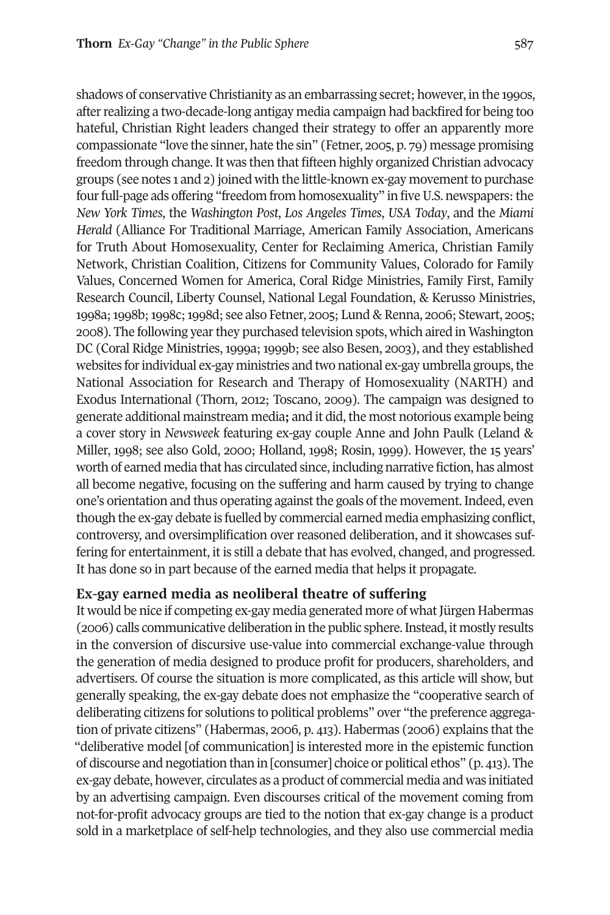shadows of conservative Christianity as an embarrassing secret; however, in the 1990s, after realizing a two-decade-long antigay media campaign had backfired for being too hateful, Christian Right leaders changed their strategy to offer an apparently more compassionate "love the sinner, hate the sin" (Fetner, 2005, p. 79) message promising freedom through change. It was then that fifteen highly organized Christian advocacy groups (see notes 1 and 2) joined with the little-known ex-gay movement to purchase four full-page ads offering "freedom from homosexuality" in five U.S. newspapers: the *New York Times*, the *Washington Post*, *Los Angeles Times*, *USA Today*, and the *Miami Herald* (Alliance For Traditional Marriage, American Family Association, Americans for Truth About Homosexuality, Center for Reclaiming America, Christian Family Network, Christian Coalition, Citizens for Community Values, Colorado for Family Values, Concerned Women for America, Coral Ridge Ministries, Family First, Family Research Council, Liberty Counsel, National Legal Foundation, & Kerusso Ministries, 1998a; 1998b; 1998c; 1998d; see also Fetner, 2005; Lund & Renna, 2006; Stewart, 2005; 2008). The following year they purchased television spots, which aired in Washington DC (Coral Ridge Ministries, 1999a; 1999b; see also Besen, 2003), and they established websites for individual ex-gay ministries and two national ex-gay umbrella groups, the National Association for Research and Therapy of Homosexuality (NARTH) and Exodus International (Thorn, 2012; Toscano, 2009). The campaign was designed to generate additional mainstream media**;** and it did, the most notorious example being a cover story in *Newsweek* featuring ex-gay couple Anne and John Paulk (Leland & Miller, 1998; see also Gold, 2000; Holland, 1998; Rosin, 1999). However, the 15 years' worth of earned media that has circulated since, including narrative fiction, has almost all become negative, focusing on the suffering and harm caused by trying to change one's orientation and thus operating against the goals of the movement. Indeed, even though the ex-gay debate is fuelled by commercial earned media emphasizing conflict, controversy, and oversimplification over reasoned deliberation, and it showcases suffering for entertainment, it is still a debate that has evolved, changed, and progressed. It has done so in part because of the earned media that helps it propagate.

## Ex-gay earned media as neoliberal theatre of suffering

It would be nice if competing ex-gay media generated more of what Jürgen Habermas (2006) calls communicative deliberation in the public sphere. Instead, it mostly results in the conversion of discursive use-value into commercial exchange-value through the generation of media designed to produce profit for producers, shareholders, and advertisers. Of course the situation is more complicated, as this article will show, but generally speaking, the ex-gay debate does not emphasize the "cooperative search of deliberating citizens for solutions to political problems" over "the preference aggregation of private citizens" (Habermas, 2006, p. 413). Habermas (2006) explains that the "deliberative model [of communication] is interested more in the epistemic function of discourse and negotiation than in [consumer] choice or political ethos" (p. 413). The ex-gay debate, however, circulates as a product of commercial media and was initiated by an advertising campaign. Even discourses critical of the movement coming from not-for-profit advocacy groups are tied to the notion that ex-gay change is a product sold in a marketplace of self-help technologies, and they also use commercial media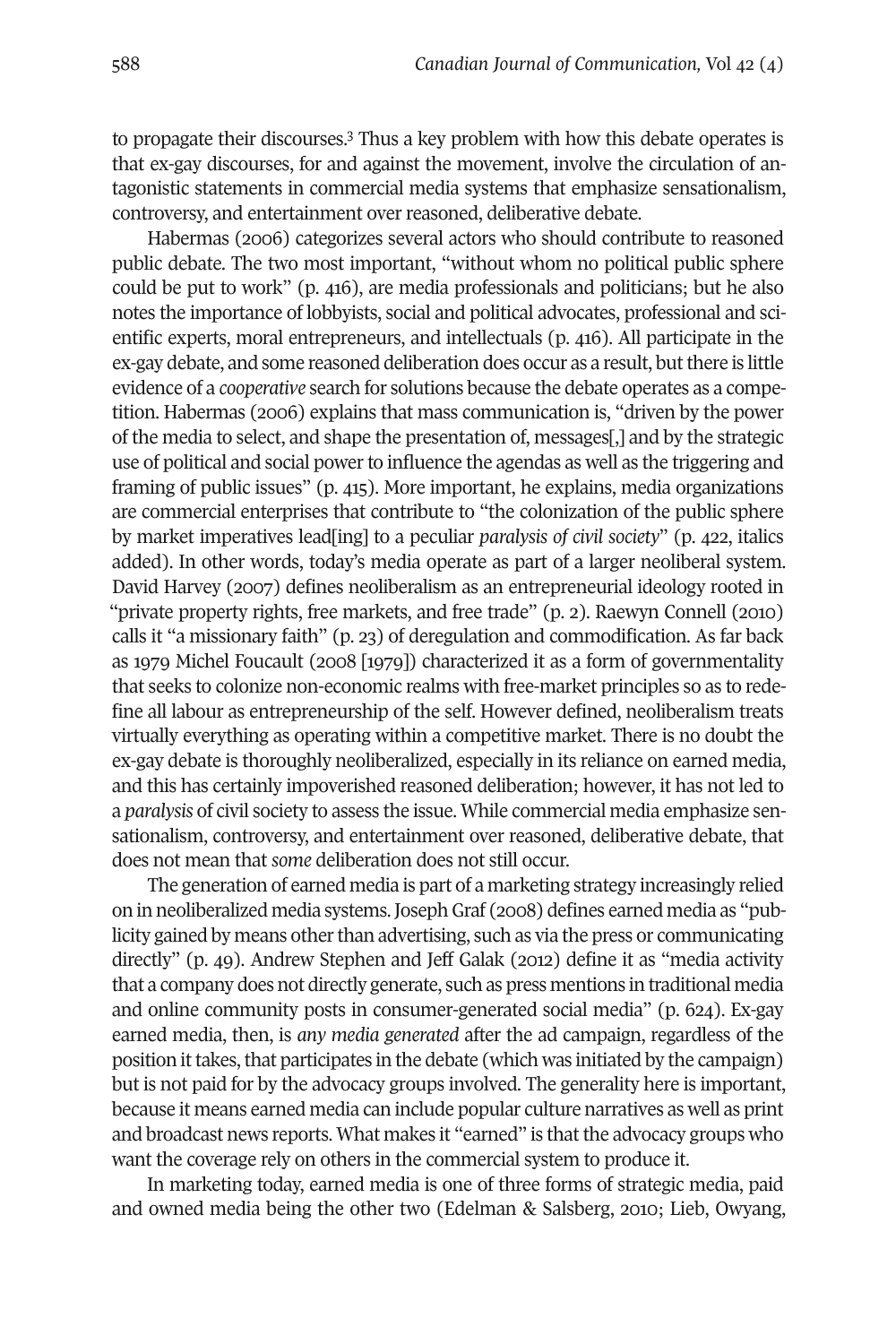to propagate their discourses.[3] Thus a key problem with how this debate operates is that ex-gay discourses, for and against the movement, involve the circulation of antagonistic statements in commercial media systems that emphasize sensationalism, controversy, and entertainment over reasoned, deliberative debate.

Habermas (2006) categorizes several actors who should contribute to reasoned public debate. The two most important, "without whom no political public sphere could be put to work" (p. 416), are media professionals and politicians; but he also notes the importance of lobbyists, social and political advocates, professional and scientific experts, moral entrepreneurs, and intellectuals (p. 416). All participate in the ex-gay debate, and some reasoned deliberation does occur as a result, but there is little evidence of a *cooperative* search for solutions because the debate operates as a competition. Habermas (2006) explains that mass communication is, "driven by the power of the media to select, and shape the presentation of, messages[,] and by the strategic use of political and social power to influence the agendas as well as the triggering and framing of public issues" (p. 415). More important, he explains, media organizations are commercial enterprises that contribute to "the colonization of the public sphere by market imperatives lead[ing] to a peculiar *paralysis of civil society*" (p. 422, italics added). In other words, today's media operate as part of a larger neoliberal system. David Harvey (2007) defines neoliberalism as an entrepreneurial ideology rooted in "private property rights, free markets, and free trade" (p. 2). Raewyn Connell (2010) calls it "a missionary faith" (p. 23) of deregulation and commodification. As far back as 1979 Michel Foucault (2008 [1979]) characterized it as a form of governmentality that seeks to colonize non-economic realms with free-market principles so as to redefine all labour as entrepreneurship of the self. However defined, neoliberalism treats virtually everything as operating within a competitive market. There is no doubt the ex-gay debate is thoroughly neoliberalized, especially in its reliance on earned media, and this has certainly impoverished reasoned deliberation; however, it has not led to a *paralysis* of civil society to assess the issue. While commercial media emphasize sensationalism, controversy, and entertainment over reasoned, deliberative debate, that does not mean that *some* deliberation does not still occur.

The generation of earned media is part of a marketing strategy increasingly relied on in neoliberalized media systems. Joseph Graf (2008) defines earned media as "publicity gained by means other than advertising, such as via the press or communicating directly" (p. 49). Andrew Stephen and Jeff Galak (2012) define it as "media activity that a company does not directly generate, such as press mentions in traditional media and online community posts in consumer-generated social media" (p. 624). Ex-gay earned media, then, is *any media generated* after the ad campaign, regardless of the position it takes, that participates in the debate (which was initiated by the campaign) but is not paid for by the advocacy groups involved. The generality here is important, because it means earned media can include popular culture narratives as well as print and broadcast news reports. What makes it "earned" is that the advocacy groups who want the coverage rely on others in the commercial system to produce it.

In marketing today, earned media is one of three forms of strategic media, paid and owned media being the other two (Edelman & Salsberg, 2010; Lieb, Owyang,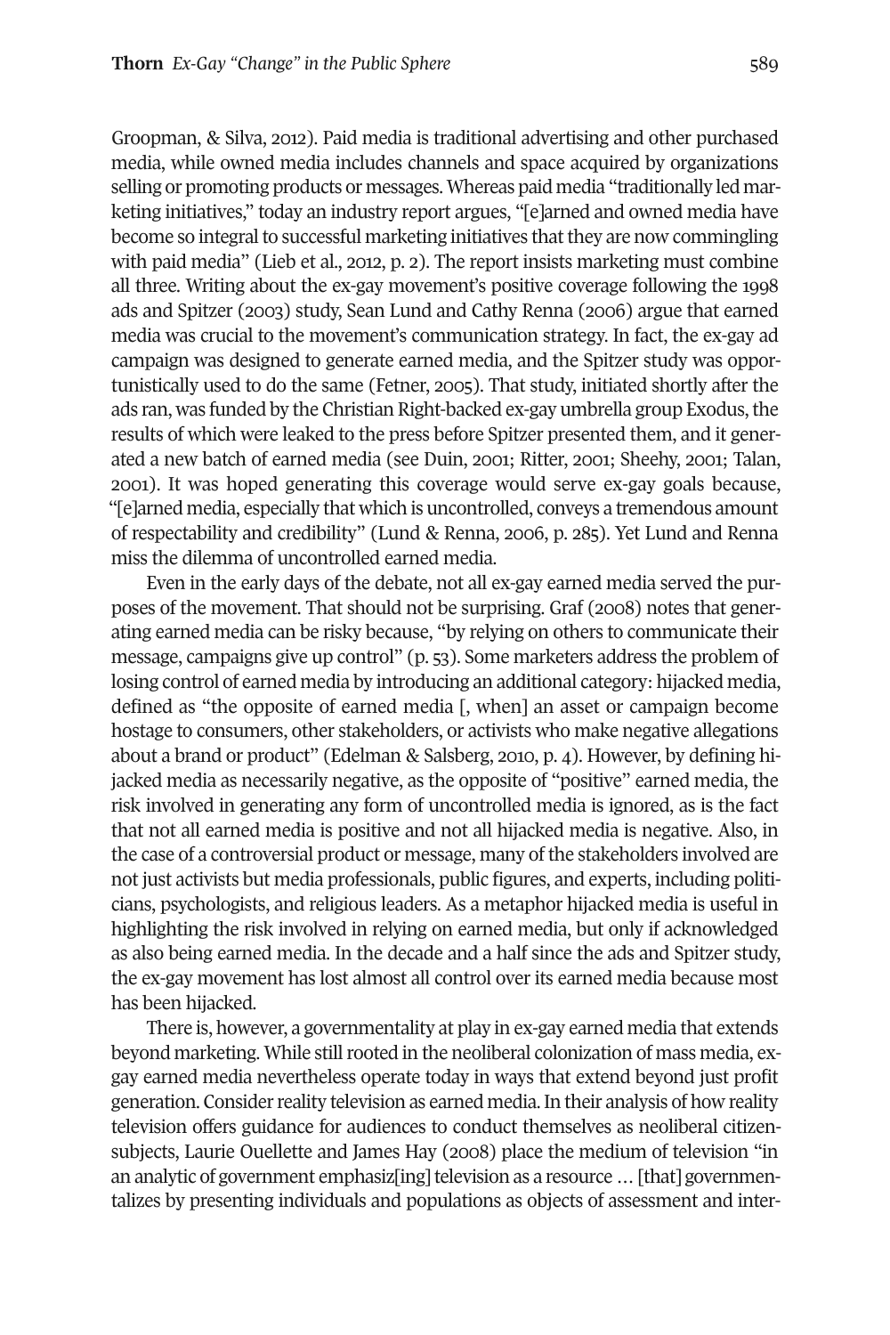Groopman, & Silva, 2012). Paid media is traditional advertising and other purchased media, while owned media includes channels and space acquired by organizations selling or promoting products or messages. Whereas paid media "traditionally led marketing initiatives," today an industry report argues, "[e]arned and owned media have become so integral to successful marketing initiatives that they are now commingling with paid media" (Lieb et al., 2012, p. 2). The report insists marketing must combine all three. Writing about the ex-gay movement's positive coverage following the 1998 ads and Spitzer (2003) study, Sean Lund and Cathy Renna (2006) argue that earned media was crucial to the movement's communication strategy. In fact, the ex-gay ad campaign was designed to generate earned media, and the Spitzer study was opportunistically used to do the same (Fetner, 2005). That study, initiated shortly after the ads ran, was funded by the Christian Right-backed ex-gay umbrella group Exodus, the results of which were leaked to the press before Spitzer presented them, and it generated a new batch of earned media (see Duin, 2001; Ritter, 2001; Sheehy, 2001; Talan, 2001). It was hoped generating this coverage would serve ex-gay goals because, "[e]arned media, especially that which is uncontrolled, conveys a tremendous amount of respectability and credibility" (Lund & Renna, 2006, p. 285). Yet Lund and Renna miss the dilemma of uncontrolled earned media.

Even in the early days of the debate, not all ex-gay earned media served the purposes of the movement. That should not be surprising. Graf (2008) notes that generating earned media can be risky because, "by relying on others to communicate their message, campaigns give up control" (p. 53). Some marketers address the problem of losing control of earned media by introducing an additional category: hijacked media, defined as "the opposite of earned media [, when] an asset or campaign become hostage to consumers, other stakeholders, or activists who make negative allegations about a brand or product" (Edelman & Salsberg, 2010, p. 4). However, by defining hijacked media as necessarily negative, as the opposite of "positive" earned media, the risk involved in generating any form of uncontrolled media is ignored, as is the fact that not all earned media is positive and not all hijacked media is negative. Also, in the case of a controversial product or message, many of the stakeholders involved are not just activists but media professionals, public figures, and experts, including politicians, psychologists, and religious leaders. As a metaphor hijacked media is useful in highlighting the risk involved in relying on earned media, but only if acknowledged as also being earned media. In the decade and a half since the ads and Spitzer study, the ex-gay movement has lost almost all control over its earned media because most has been hijacked.

There is, however, a governmentality at play in ex-gay earned media that extends beyond marketing. While still rooted in the neoliberal colonization of mass media, ex-gay earned media nevertheless operate today in ways that extend beyond just profit generation. Consider reality television as earned media. In their analysis of how reality television offers guidance for audiences to conduct themselves as neoliberal citizen-subjects, Laurie Ouellette and James Hay (2008) place the medium of television "in an analytic of government emphasiz[ing] television as a resource … [that] governmentalizes by presenting individuals and populations as objects of assessment and inter-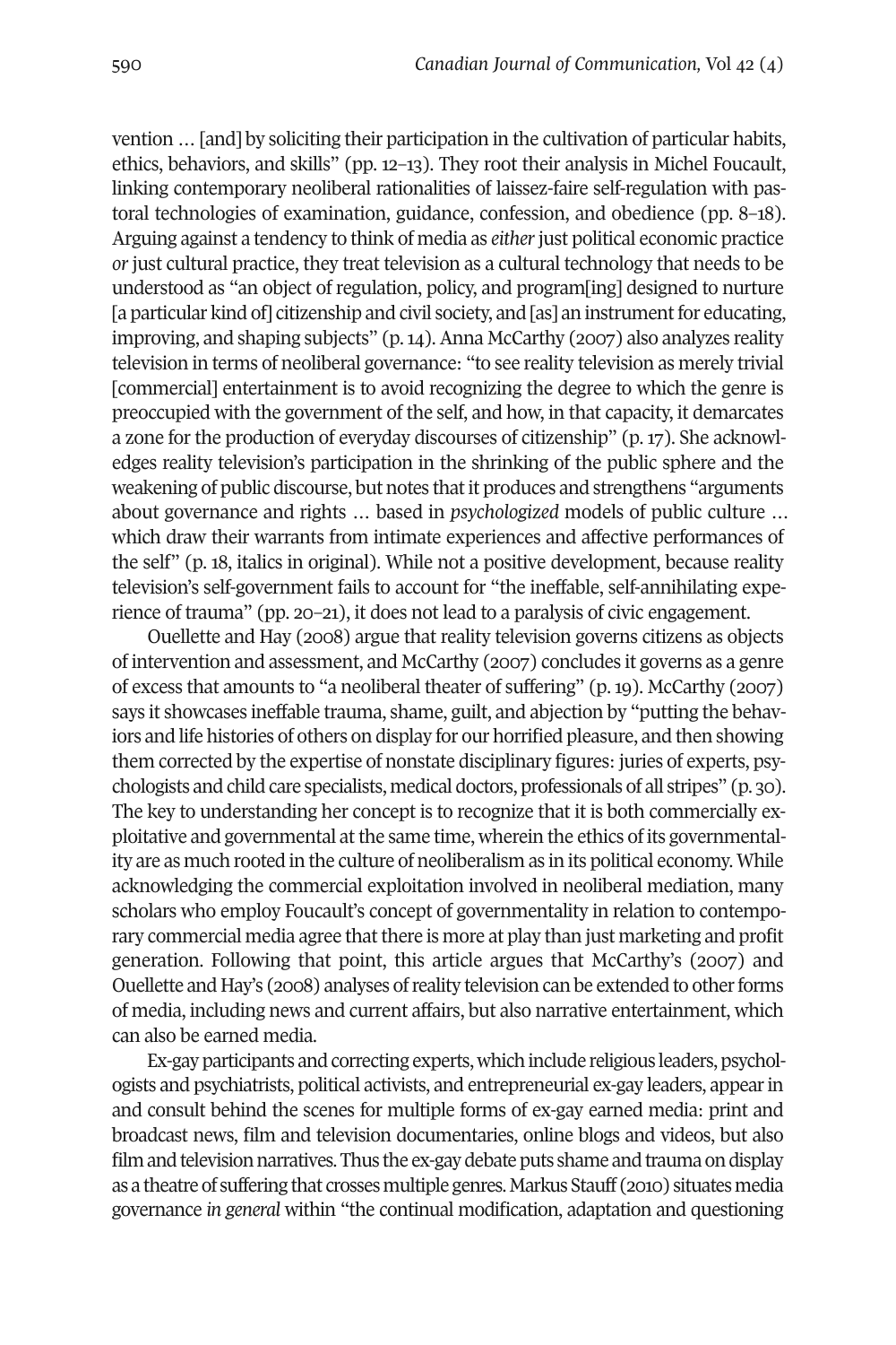vention … [and] by soliciting their participation in the cultivation of particular habits, ethics, behaviors, and skills" (pp. 12–13). They root their analysis in Michel Foucault, linking contemporary neoliberal rationalities of laissez-faire self-regulation with pastoral technologies of examination, guidance, confession, and obedience (pp. 8–18). Arguing against a tendency to think of media as *either* just political economic practice *or* just cultural practice, they treat television as a cultural technology that needs to be understood as "an object of regulation, policy, and program[ing] designed to nurture [a particular kind of] citizenship and civil society, and [as] an instrument for educating, improving, and shaping subjects" (p. 14). Anna McCarthy (2007) also analyzes reality television in terms of neoliberal governance: "to see reality television as merely trivial [commercial] entertainment is to avoid recognizing the degree to which the genre is preoccupied with the government of the self, and how, in that capacity, it demarcates a zone for the production of everyday discourses of citizenship" (p. 17). She acknowledges reality television's participation in the shrinking of the public sphere and the weakening of public discourse, but notes that it produces and strengthens "arguments about governance and rights … based in *psychologized* models of public culture … which draw their warrants from intimate experiences and affective performances of the self" (p. 18, italics in original). While not a positive development, because reality television's self-government fails to account for "the ineffable, self-annihilating experience of trauma" (pp. 20–21), it does not lead to a paralysis of civic engagement.

Ouellette and Hay (2008) argue that reality television governs citizens as objects of intervention and assessment, and McCarthy (2007) concludes it governs as a genre of excess that amounts to "a neoliberal theater of suffering" (p. 19). McCarthy (2007) says it showcases ineffable trauma, shame, guilt, and abjection by "putting the behaviors and life histories of others on display for our horrified pleasure, and then showing them corrected by the expertise of nonstate disciplinary figures: juries of experts, psychologists and child care specialists, medical doctors, professionals of all stripes" (p. 30). The key to understanding her concept is to recognize that it is both commercially exploitative and governmental at the same time, wherein the ethics of its governmentality are as much rooted in the culture of neoliberalism as in its political economy. While acknowledging the commercial exploitation involved in neoliberal mediation, many scholars who employ Foucault's concept of governmentality in relation to contemporary commercial media agree that there is more at play than just marketing and profit generation. Following that point, this article argues that McCarthy's (2007) and Ouellette and Hay's (2008) analyses of reality television can be extended to other forms of media, including news and current affairs, but also narrative entertainment, which can also be earned media.

Ex-gay participants and correcting experts, which include religious leaders, psychologists and psychiatrists, political activists, and entrepreneurial ex-gay leaders, appear in and consult behind the scenes for multiple forms of ex-gay earned media: print and broadcast news, film and television documentaries, online blogs and videos, but also film and television narratives. Thus the ex-gay debate puts shame and trauma on display as a theatre of suffering that crosses multiple genres. Markus Stauff (2010) situates media governance *in general* within "the continual modification, adaptation and questioning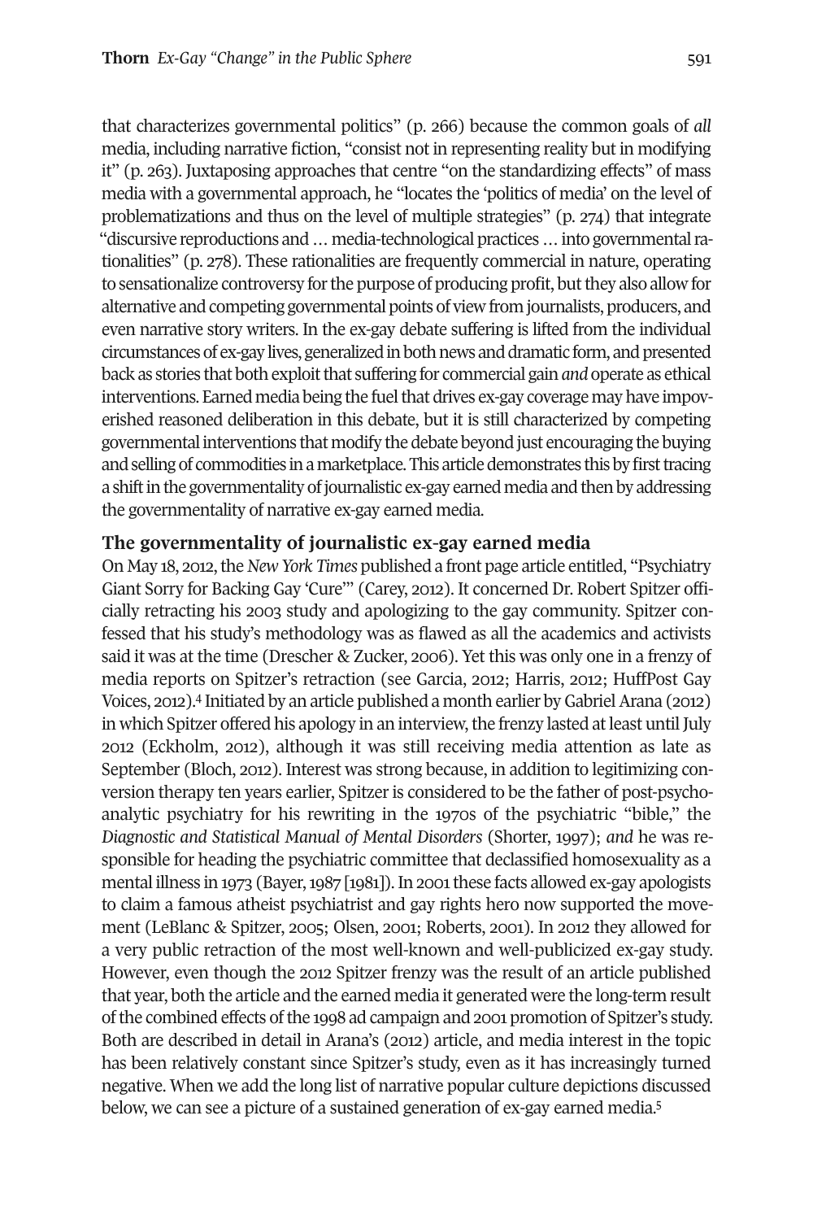that characterizes governmental politics" (p. 266) because the common goals of *all* media, including narrative fiction, "consist not in representing reality but in modifying it" (p. 263). Juxtaposing approaches that centre "on the standardizing effects" of mass media with a governmental approach, he "locates the 'politics of media' on the level of problematizations and thus on the level of multiple strategies" (p. 274) that integrate "discursive reproductions and … media-technological practices … into governmental rationalities" (p. 278). These rationalities are frequently commercial in nature, operating to sensationalize controversy for the purpose of producing profit, but they also allow for alternative and competing governmental points of view from journalists, producers, and even narrative story writers. In the ex-gay debate suffering is lifted from the individual circumstances of ex-gay lives, generalized in both news and dramatic form, and presented back as stories that both exploit that suffering for commercial gain *and* operate as ethical interventions. Earned media being the fuel that drives ex-gay coverage may have impoverished reasoned deliberation in this debate, but it is still characterized by competing governmental interventions that modify the debate beyond just encouraging the buying and selling of commodities in a marketplace. This article demonstrates this by first tracing a shift in the governmentality of journalistic ex-gay earned media and then by addressing the governmentality of narrative ex-gay earned media.

## The governmentality of journalistic ex-gay earned media

On May 18, 2012, the *New York Times* published a front page article entitled, "Psychiatry Giant Sorry for Backing Gay 'Cure'" (Carey, 2012). It concerned Dr. Robert Spitzer officially retracting his 2003 study and apologizing to the gay community. Spitzer confessed that his study's methodology was as flawed as all the academics and activists said it was at the time (Drescher & Zucker, 2006). Yet this was only one in a frenzy of media reports on Spitzer's retraction (see Garcia, 2012; Harris, 2012; HuffPost Gay Voices, 2012).[4] Initiated by an article published a month earlier by Gabriel Arana (2012) in which Spitzer offered his apology in an interview, the frenzy lasted at least until July 2012 (Eckholm, 2012), although it was still receiving media attention as late as September (Bloch, 2012). Interest was strong because, in addition to legitimizing conversion therapy ten years earlier, Spitzer is considered to be the father of post-psychoanalytic psychiatry for his rewriting in the 1970s of the psychiatric "bible," the *Diagnostic and Statistical Manual of Mental Disorders* (Shorter, 1997); *and* he was responsible for heading the psychiatric committee that declassified homosexuality as a mental illness in 1973 (Bayer, 1987 [1981]). In 2001 these facts allowed ex-gay apologists to claim a famous atheist psychiatrist and gay rights hero now supported the movement (LeBlanc & Spitzer, 2005; Olsen, 2001; Roberts, 2001). In 2012 they allowed for a very public retraction of the most well-known and well-publicized ex-gay study. However, even though the 2012 Spitzer frenzy was the result of an article published that year, both the article and the earned media it generated were the long-term result of the combined effects of the 1998 ad campaign and 2001 promotion of Spitzer's study. Both are described in detail in Arana's (2012) article, and media interest in the topic has been relatively constant since Spitzer's study, even as it has increasingly turned negative. When we add the long list of narrative popular culture depictions discussed below, we can see a picture of a sustained generation of ex-gay earned media.[5]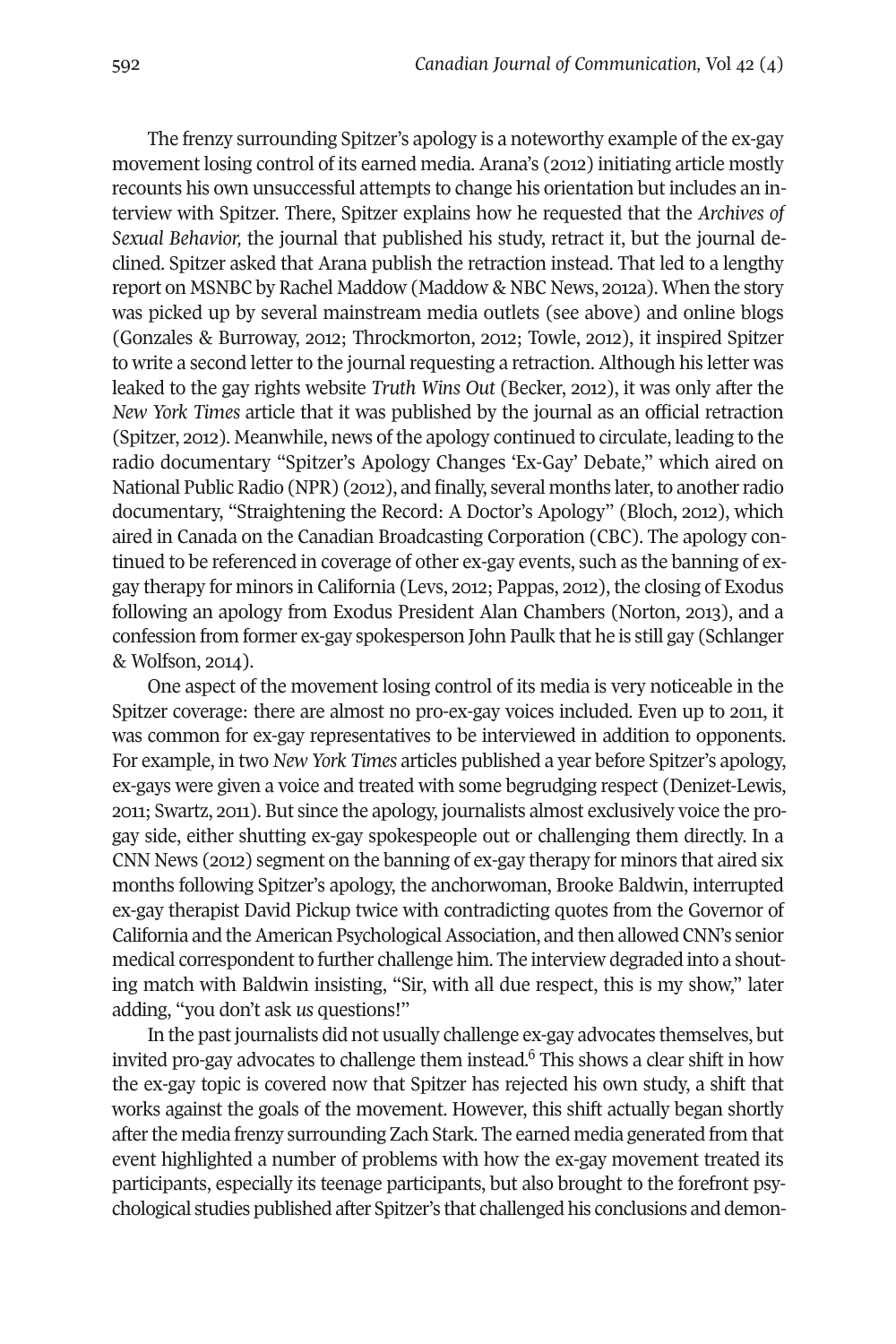The frenzy surrounding Spitzer's apology is a noteworthy example of the ex-gay movement losing control of its earned media. Arana's (2012) initiating article mostly recounts his own unsuccessful attempts to change his orientation but includes an interview with Spitzer. There, Spitzer explains how he requested that the *Archives of Sexual Behavior,* the journal that published his study, retract it, but the journal declined. Spitzer asked that Arana publish the retraction instead. That led to a lengthy report on MSNBC by Rachel Maddow (Maddow & NBC News, 2012a). When the story was picked up by several mainstream media outlets (see above) and online blogs (Gonzales & Burroway, 2012; Throckmorton, 2012; Towle, 2012), it inspired Spitzer to write a second letter to the journal requesting a retraction. Although his letter was leaked to the gay rights website *Truth Wins Out* (Becker, 2012), it was only after the *New York Times* article that it was published by the journal as an official retraction (Spitzer, 2012). Meanwhile, news of the apology continued to circulate, leading to the radio documentary "Spitzer's Apology Changes 'Ex-Gay' Debate," which aired on National Public Radio (NPR) (2012), and finally, several months later, to another radio documentary, "Straightening the Record: A Doctor's Apology" (Bloch, 2012), which aired in Canada on the Canadian Broadcasting Corporation (CBC). The apology continued to be referenced in coverage of other ex-gay events, such as the banning of ex-gay therapy for minors in California (Levs, 2012; Pappas, 2012), the closing of Exodus following an apology from Exodus President Alan Chambers (Norton, 2013), and a confession from former ex-gay spokesperson John Paulk that he is still gay (Schlanger & Wolfson, 2014).

One aspect of the movement losing control of its media is very noticeable in the Spitzer coverage: there are almost no pro-ex-gay voices included. Even up to 2011, it was common for ex-gay representatives to be interviewed in addition to opponents. For example, in two *New York Times* articles published a year before Spitzer's apology, ex-gays were given a voice and treated with some begrudging respect (Denizet-Lewis, 2011; Swartz, 2011). But since the apology, journalists almost exclusively voice the pro-gay side, either shutting ex-gay spokespeople out or challenging them directly. In a CNN News (2012) segment on the banning of ex-gay therapy for minors that aired six months following Spitzer's apology, the anchorwoman, Brooke Baldwin, interrupted ex-gay therapist David Pickup twice with contradicting quotes from the Governor of California and the American Psychological Association, and then allowed CNN's senior medical correspondent to further challenge him. The interview degraded into a shouting match with Baldwin insisting, "Sir, with all due respect, this is my show," later adding, "you don't ask *us* questions!"

In the past journalists did not usually challenge ex-gay advocates themselves, but invited pro-gay advocates to challenge them instead.[6] This shows a clear shift in how the ex-gay topic is covered now that Spitzer has rejected his own study, a shift that works against the goals of the movement. However, this shift actually began shortly after the media frenzy surrounding Zach Stark. The earned media generated from that event highlighted a number of problems with how the ex-gay movement treated its participants, especially its teenage participants, but also brought to the forefront psychological studies published after Spitzer's that challenged his conclusions and demon-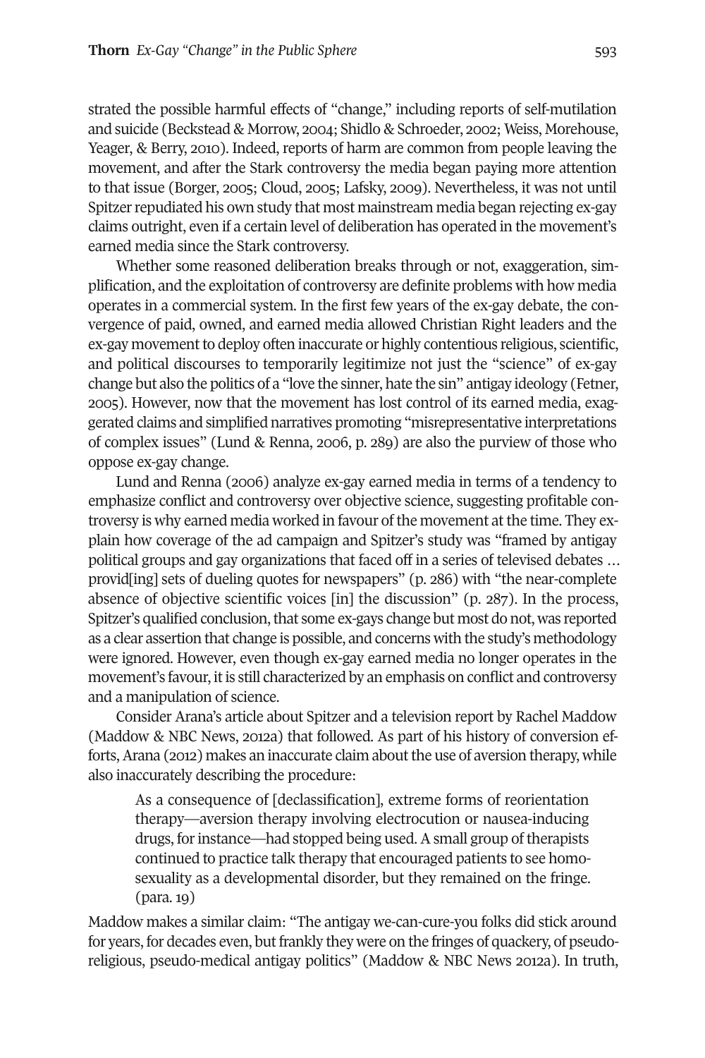strated the possible harmful effects of "change," including reports of self-mutilation and suicide (Beckstead & Morrow, 2004; Shidlo & Schroeder, 2002; Weiss, Morehouse, Yeager, & Berry, 2010). Indeed, reports of harm are common from people leaving the movement, and after the Stark controversy the media began paying more attention to that issue (Borger, 2005; Cloud, 2005; Lafsky, 2009). Nevertheless, it was not until Spitzer repudiated his own study that most mainstream media began rejecting ex-gay claims outright, even if a certain level of deliberation has operated in the movement's earned media since the Stark controversy.

Whether some reasoned deliberation breaks through or not, exaggeration, simplification, and the exploitation of controversy are definite problems with how media operates in a commercial system. In the first few years of the ex-gay debate, the convergence of paid, owned, and earned media allowed Christian Right leaders and the ex-gay movement to deploy often inaccurate or highly contentious religious, scientific, and political discourses to temporarily legitimize not just the "science" of ex-gay change but also the politics of a "love the sinner, hate the sin" antigay ideology (Fetner, 2005). However, now that the movement has lost control of its earned media, exaggerated claims and simplified narratives promoting "misrepresentative interpretations of complex issues" (Lund & Renna, 2006, p. 289) are also the purview of those who oppose ex-gay change.

Lund and Renna (2006) analyze ex-gay earned media in terms of a tendency to emphasize conflict and controversy over objective science, suggesting profitable controversy is why earned media worked in favour of the movement at the time. They explain how coverage of the ad campaign and Spitzer's study was "framed by antigay political groups and gay organizations that faced off in a series of televised debates … provid[ing] sets of dueling quotes for newspapers" (p. 286) with "the near-complete absence of objective scientific voices [in] the discussion" (p. 287). In the process, Spitzer's qualified conclusion, that some ex-gays change but most do not, was reported as a clear assertion that change is possible, and concerns with the study's methodology were ignored. However, even though ex-gay earned media no longer operates in the movement's favour, it is still characterized by an emphasis on conflict and controversy and a manipulation of science.

Consider Arana's article about Spitzer and a television report by Rachel Maddow (Maddow & NBC News, 2012a) that followed. As part of his history of conversion efforts, Arana (2012) makes an inaccurate claim about the use of aversion therapy, while also inaccurately describing the procedure:

> As a consequence of [declassification], extreme forms of reorientation therapy—aversion therapy involving electrocution or nausea-inducing drugs, for instance—had stopped being used. A small group of therapists continued to practice talk therapy that encouraged patients to see homosexuality as a developmental disorder, but they remained on the fringe. (para. 19)

Maddow makes a similar claim: "The antigay we-can-cure-you folks did stick around for years, for decades even, but frankly they were on the fringes of quackery, of pseudo-religious, pseudo-medical antigay politics" (Maddow & NBC News 2012a). In truth,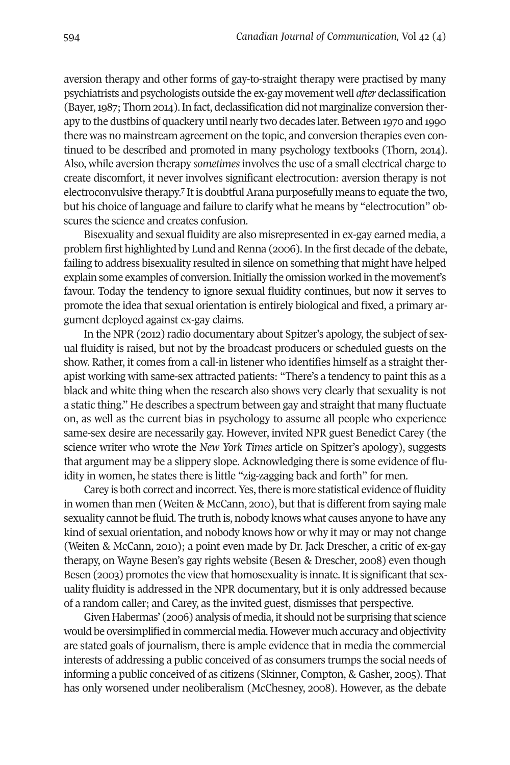aversion therapy and other forms of gay-to-straight therapy were practised by many psychiatrists and psychologists outside the ex-gay movement well *after* declassification (Bayer, 1987; Thorn 2014). In fact, declassification did not marginalize conversion therapy to the dustbins of quackery until nearly two decades later. Between 1970 and 1990 there was no mainstream agreement on the topic, and conversion therapies even continued to be described and promoted in many psychology textbooks (Thorn, 2014). Also, while aversion therapy *sometimes* involves the use of a small electrical charge to create discomfort, it never involves significant electrocution: aversion therapy is not electroconvulsive therapy.[7] It is doubtful Arana purposefully means to equate the two, but his choice of language and failure to clarify what he means by "electrocution" obscures the science and creates confusion.

Bisexuality and sexual fluidity are also misrepresented in ex-gay earned media, a problem first highlighted by Lund and Renna (2006). In the first decade of the debate, failing to address bisexuality resulted in silence on something that might have helped explain some examples of conversion. Initially the omission worked in the movement's favour. Today the tendency to ignore sexual fluidity continues, but now it serves to promote the idea that sexual orientation is entirely biological and fixed, a primary argument deployed against ex-gay claims.

In the NPR (2012) radio documentary about Spitzer's apology, the subject of sexual fluidity is raised, but not by the broadcast producers or scheduled guests on the show. Rather, it comes from a call-in listener who identifies himself as a straight therapist working with same-sex attracted patients: "There's a tendency to paint this as a black and white thing when the research also shows very clearly that sexuality is not a static thing." He describes a spectrum between gay and straight that many fluctuate on, as well as the current bias in psychology to assume all people who experience same-sex desire are necessarily gay. However, invited NPR guest Benedict Carey (the science writer who wrote the *New York Times* article on Spitzer's apology), suggests that argument may be a slippery slope. Acknowledging there is some evidence of fluidity in women, he states there is little "zig-zagging back and forth" for men.

Carey is both correct and incorrect. Yes, there is more statistical evidence of fluidity in women than men (Weiten & McCann, 2010), but that is different from saying male sexuality cannot be fluid. The truth is, nobody knows what causes anyone to have any kind of sexual orientation, and nobody knows how or why it may or may not change (Weiten & McCann, 2010); a point even made by Dr. Jack Drescher, a critic of ex-gay therapy, on Wayne Besen's gay rights website (Besen & Drescher, 2008) even though Besen (2003) promotes the view that homosexuality is innate. It is significant that sexuality fluidity is addressed in the NPR documentary, but it is only addressed because of a random caller; and Carey, as the invited guest, dismisses that perspective.

Given Habermas' (2006) analysis of media, it should not be surprising that science would be oversimplified in commercial media. However much accuracy and objectivity are stated goals of journalism, there is ample evidence that in media the commercial interests of addressing a public conceived of as consumers trumps the social needs of informing a public conceived of as citizens (Skinner, Compton, & Gasher, 2005). That has only worsened under neoliberalism (McChesney, 2008). However, as the debate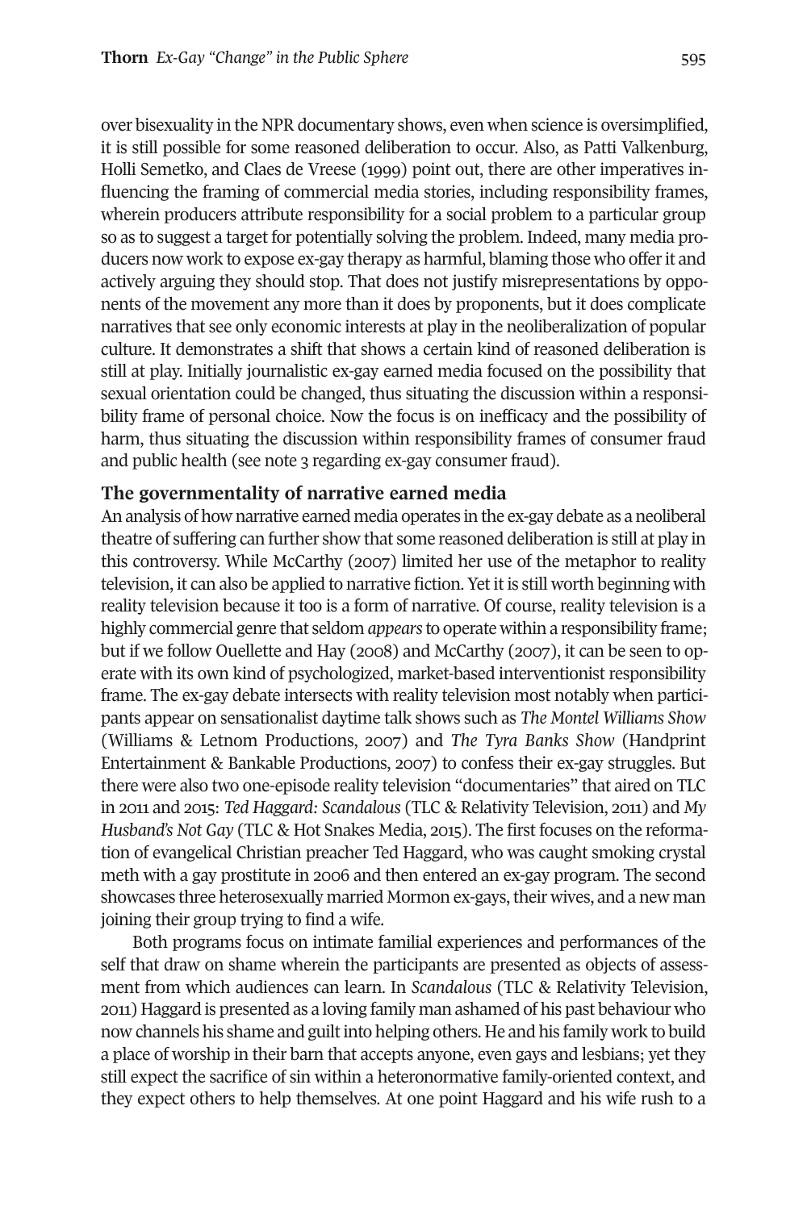over bisexuality in the NPR documentary shows, even when science is oversimplified, it is still possible for some reasoned deliberation to occur. Also, as Patti Valkenburg, Holli Semetko, and Claes de Vreese (1999) point out, there are other imperatives influencing the framing of commercial media stories, including responsibility frames, wherein producers attribute responsibility for a social problem to a particular group so as to suggest a target for potentially solving the problem. Indeed, many media producers now work to expose ex-gay therapy as harmful, blaming those who offer it and actively arguing they should stop. That does not justify misrepresentations by opponents of the movement any more than it does by proponents, but it does complicate narratives that see only economic interests at play in the neoliberalization of popular culture. It demonstrates a shift that shows a certain kind of reasoned deliberation is still at play. Initially journalistic ex-gay earned media focused on the possibility that sexual orientation could be changed, thus situating the discussion within a responsibility frame of personal choice. Now the focus is on inefficacy and the possibility of harm, thus situating the discussion within responsibility frames of consumer fraud and public health (see note 3 regarding ex-gay consumer fraud).

## The governmentality of narrative earned media

An analysis of how narrative earned media operates in the ex-gay debate as a neoliberal theatre of suffering can further show that some reasoned deliberation is still at play in this controversy. While McCarthy (2007) limited her use of the metaphor to reality television, it can also be applied to narrative fiction. Yet it is still worth beginning with reality television because it too is a form of narrative. Of course, reality television is a highly commercial genre that seldom *appears* to operate within a responsibility frame; but if we follow Ouellette and Hay (2008) and McCarthy (2007), it can be seen to operate with its own kind of psychologized, market-based interventionist responsibility frame. The ex-gay debate intersects with reality television most notably when participants appear on sensationalist daytime talk shows such as *The Montel Williams Show* (Williams & Letnom Productions, 2007) and *The Tyra Banks Show* (Handprint Entertainment & Bankable Productions, 2007) to confess their ex-gay struggles. But there were also two one-episode reality television "documentaries" that aired on TLC in 2011 and 2015: *Ted Haggard: Scandalous* (TLC & Relativity Television, 2011) and *My Husband's Not Gay* (TLC & Hot Snakes Media, 2015). The first focuses on the reformation of evangelical Christian preacher Ted Haggard, who was caught smoking crystal meth with a gay prostitute in 2006 and then entered an ex-gay program. The second showcases three heterosexually married Mormon ex-gays, their wives, and a new man joining their group trying to find a wife.

Both programs focus on intimate familial experiences and performances of the self that draw on shame wherein the participants are presented as objects of assessment from which audiences can learn. In *Scandalous* (TLC & Relativity Television, 2011) Haggard is presented as a loving family man ashamed of his past behaviour who now channels his shame and guilt into helping others. He and his family work to build a place of worship in their barn that accepts anyone, even gays and lesbians; yet they still expect the sacrifice of sin within a heteronormative family-oriented context, and they expect others to help themselves. At one point Haggard and his wife rush to a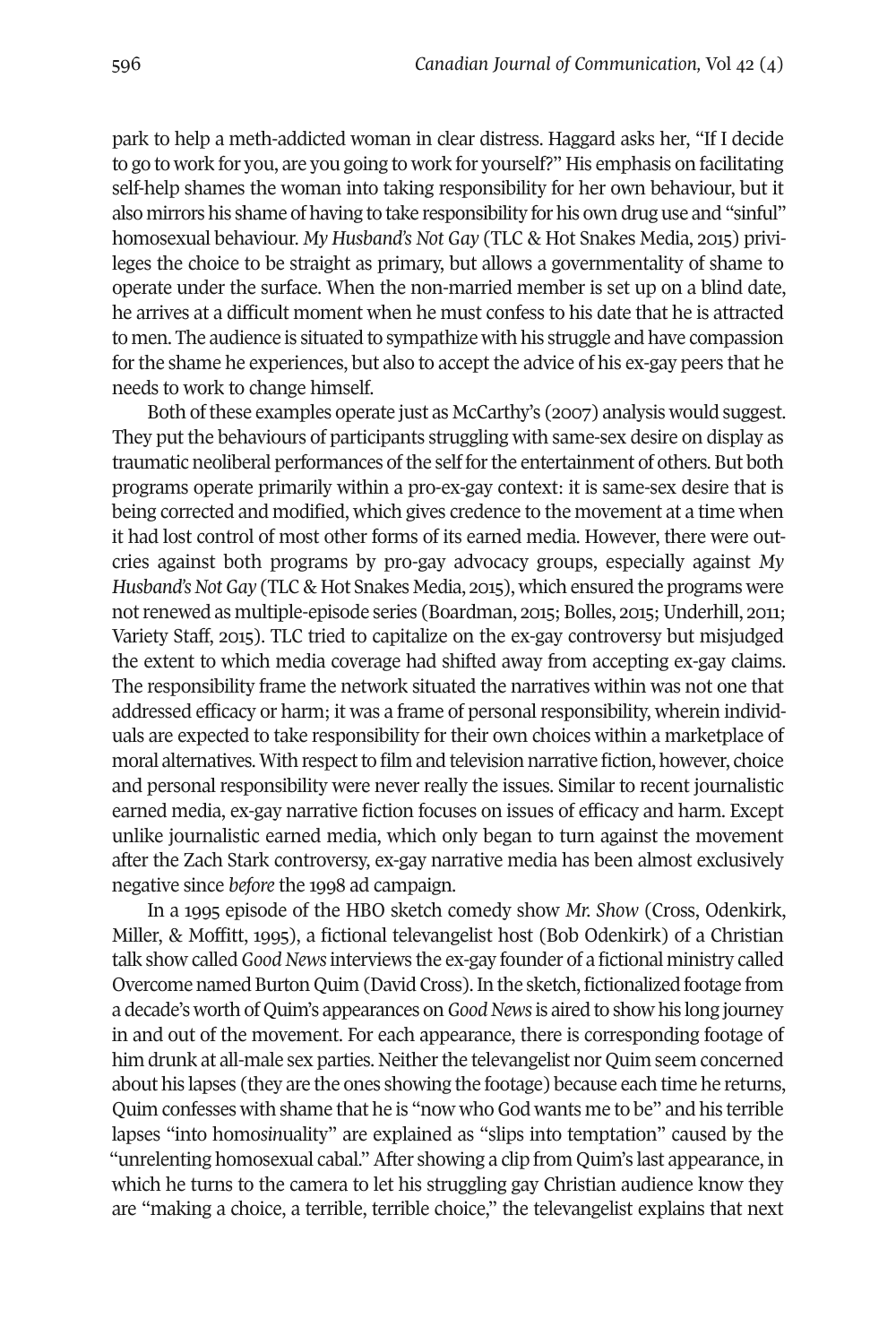park to help a meth-addicted woman in clear distress. Haggard asks her, "If I decide to go to work for you, are you going to work for yourself?" His emphasis on facilitating self-help shames the woman into taking responsibility for her own behaviour, but it also mirrors his shame of having to take responsibility for his own drug use and "sinful" homosexual behaviour. *My Husband's Not Gay* (TLC & Hot Snakes Media, 2015) privileges the choice to be straight as primary, but allows a governmentality of shame to operate under the surface. When the non-married member is set up on a blind date, he arrives at a difficult moment when he must confess to his date that he is attracted to men. The audience is situated to sympathize with his struggle and have compassion for the shame he experiences, but also to accept the advice of his ex-gay peers that he needs to work to change himself.

Both of these examples operate just as McCarthy's (2007) analysis would suggest. They put the behaviours of participants struggling with same-sex desire on display as traumatic neoliberal performances of the self for the entertainment of others. But both programs operate primarily within a pro-ex-gay context: it is same-sex desire that is being corrected and modified, which gives credence to the movement at a time when it had lost control of most other forms of its earned media. However, there were outcries against both programs by pro-gay advocacy groups, especially against *My Husband's Not Gay* (TLC & Hot Snakes Media, 2015), which ensured the programs were not renewed as multiple-episode series (Boardman, 2015; Bolles, 2015; Underhill, 2011; Variety Staff, 2015). TLC tried to capitalize on the ex-gay controversy but misjudged the extent to which media coverage had shifted away from accepting ex-gay claims. The responsibility frame the network situated the narratives within was not one that addressed efficacy or harm; it was a frame of personal responsibility, wherein individuals are expected to take responsibility for their own choices within a marketplace of moral alternatives. With respect to film and television narrative fiction, however, choice and personal responsibility were never really the issues. Similar to recent journalistic earned media, ex-gay narrative fiction focuses on issues of efficacy and harm. Except unlike journalistic earned media, which only began to turn against the movement after the Zach Stark controversy, ex-gay narrative media has been almost exclusively negative since *before* the 1998 ad campaign.

In a 1995 episode of the HBO sketch comedy show *Mr. Show* (Cross, Odenkirk, Miller, & Moffitt, 1995), a fictional televangelist host (Bob Odenkirk) of a Christian talk show called *Good News* interviews the ex-gay founder of a fictional ministry called Overcome named Burton Quim (David Cross). In the sketch, fictionalized footage from a decade's worth of Quim's appearances on *Good News* is aired to show his long journey in and out of the movement. For each appearance, there is corresponding footage of him drunk at all-male sex parties. Neither the televangelist nor Quim seem concerned about his lapses (they are the ones showing the footage) because each time he returns, Quim confesses with shame that he is "now who God wants me to be" and his terrible lapses "into homo*sin*uality" are explained as "slips into temptation" caused by the "unrelenting homosexual cabal." After showing a clip from Quim's last appearance, in which he turns to the camera to let his struggling gay Christian audience know they are "making a choice, a terrible, terrible choice," the televangelist explains that next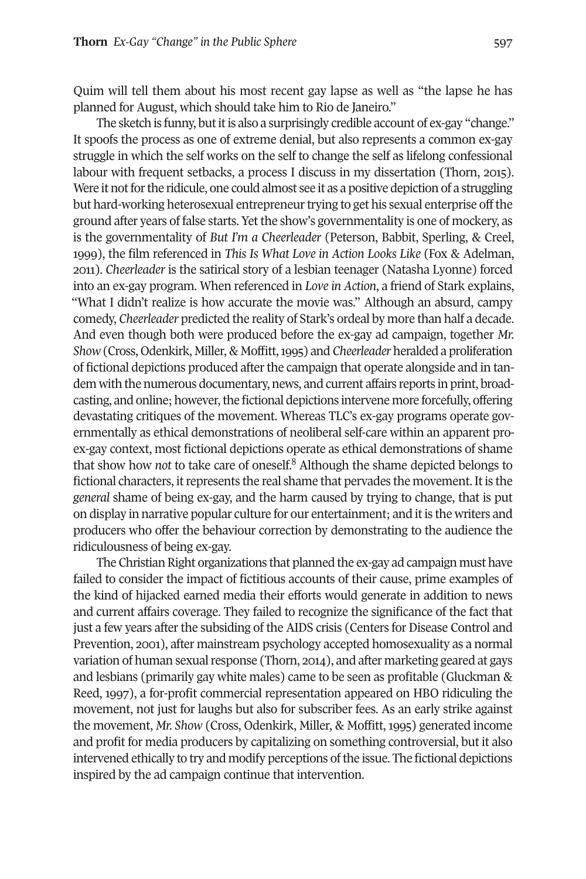Quim will tell them about his most recent gay lapse as well as "the lapse he has planned for August, which should take him to Rio de Janeiro."

The sketch is funny, but it is also a surprisingly credible account of ex-gay "change." It spoofs the process as one of extreme denial, but also represents a common ex-gay struggle in which the self works on the self to change the self as lifelong confessional labour with frequent setbacks, a process I discuss in my dissertation (Thorn, 2015). Were it not for the ridicule, one could almost see it as a positive depiction of a struggling but hard-working heterosexual entrepreneur trying to get his sexual enterprise off the ground after years of false starts. Yet the show's governmentality is one of mockery, as is the governmentality of *But I'm a Cheerleader* (Peterson, Babbit, Sperling, & Creel, 1999), the film referenced in *This Is What Love in Action Looks Like* (Fox & Adelman, 2011). *Cheerleader* is the satirical story of a lesbian teenager (Natasha Lyonne) forced into an ex-gay program. When referenced in *Love in Action*, a friend of Stark explains, "What I didn't realize is how accurate the movie was." Although an absurd, campy comedy, *Cheerleader* predicted the reality of Stark's ordeal by more than half a decade. And even though both were produced before the ex-gay ad campaign, together *Mr. Show* (Cross, Odenkirk, Miller, & Moffitt, 1995) and *Cheerleader* heralded a proliferation of fictional depictions produced after the campaign that operate alongside and in tandem with the numerous documentary, news, and current affairs reports in print, broadcasting, and online; however, the fictional depictions intervene more forcefully, offering devastating critiques of the movement. Whereas TLC's ex-gay programs operate governmentally as ethical demonstrations of neoliberal self-care within an apparent pro-ex-gay context, most fictional depictions operate as ethical demonstrations of shame that show how *not* to take care of oneself.[8] Although the shame depicted belongs to fictional characters, it represents the real shame that pervades the movement. It is the *general* shame of being ex-gay, and the harm caused by trying to change, that is put on display in narrative popular culture for our entertainment; and it is the writers and producers who offer the behaviour correction by demonstrating to the audience the ridiculousness of being ex-gay.

The Christian Right organizations that planned the ex-gay ad campaign must have failed to consider the impact of fictitious accounts of their cause, prime examples of the kind of hijacked earned media their efforts would generate in addition to news and current affairs coverage. They failed to recognize the significance of the fact that just a few years after the subsiding of the AIDS crisis (Centers for Disease Control and Prevention, 2001), after mainstream psychology accepted homosexuality as a normal variation of human sexual response (Thorn, 2014), and after marketing geared at gays and lesbians (primarily gay white males) came to be seen as profitable (Gluckman & Reed, 1997), a for-profit commercial representation appeared on HBO ridiculing the movement, not just for laughs but also for subscriber fees. As an early strike against the movement, *Mr. Show* (Cross, Odenkirk, Miller, & Moffitt, 1995) generated income and profit for media producers by capitalizing on something controversial, but it also intervened ethically to try and modify perceptions of the issue. The fictional depictions inspired by the ad campaign continue that intervention.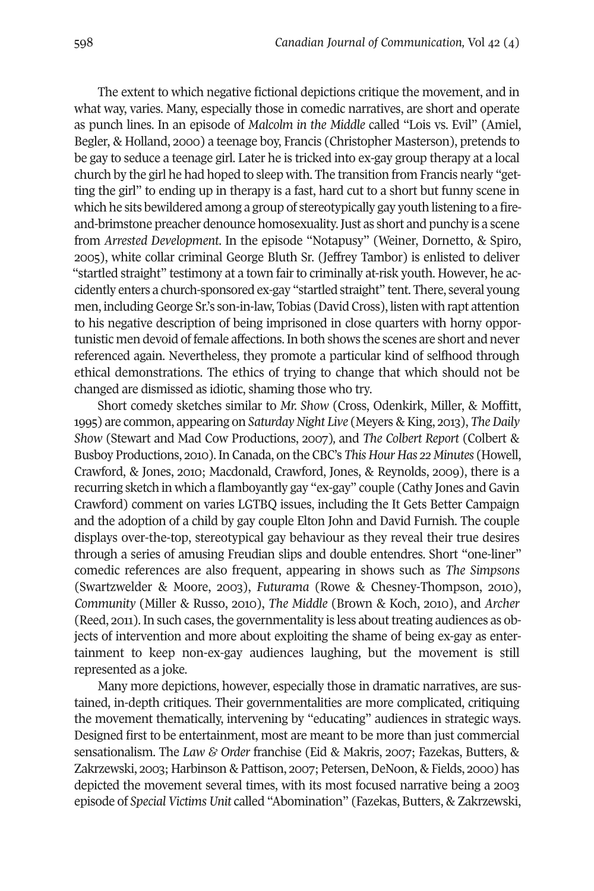The extent to which negative fictional depictions critique the movement, and in what way, varies. Many, especially those in comedic narratives, are short and operate as punch lines. In an episode of *Malcolm in the Middle* called "Lois vs. Evil" (Amiel, Begler, & Holland, 2000) a teenage boy, Francis (Christopher Masterson), pretends to be gay to seduce a teenage girl. Later he is tricked into ex-gay group therapy at a local church by the girl he had hoped to sleep with. The transition from Francis nearly "getting the girl" to ending up in therapy is a fast, hard cut to a short but funny scene in which he sits bewildered among a group of stereotypically gay youth listening to a fire-and-brimstone preacher denounce homosexuality. Just as short and punchy is a scene from *Arrested Development*. In the episode "Notapusy" (Weiner, Dornetto, & Spiro, 2005), white collar criminal George Bluth Sr. (Jeffrey Tambor) is enlisted to deliver "startled straight" testimony at a town fair to criminally at-risk youth. However, he accidently enters a church-sponsored ex-gay "startled straight" tent. There, several young men, including George Sr.'s son-in-law, Tobias (David Cross), listen with rapt attention to his negative description of being imprisoned in close quarters with horny opportunistic men devoid of female affections. In both shows the scenes are short and never referenced again. Nevertheless, they promote a particular kind of selfhood through ethical demonstrations. The ethics of trying to change that which should not be changed are dismissed as idiotic, shaming those who try.

Short comedy sketches similar to *Mr. Show* (Cross, Odenkirk, Miller, & Moffitt, 1995) are common, appearing on *Saturday Night Live* (Meyers & King, 2013), *The Daily Show* (Stewart and Mad Cow Productions, 2007), and *The Colbert Report* (Colbert & Busboy Productions, 2010). In Canada, on the CBC's *This Hour Has 22 Minutes* (Howell, Crawford, & Jones, 2010; Macdonald, Crawford, Jones, & Reynolds, 2009), there is a recurring sketch in which a flamboyantly gay "ex-gay" couple (Cathy Jones and Gavin Crawford) comment on varies LGTBQ issues, including the It Gets Better Campaign and the adoption of a child by gay couple Elton John and David Furnish. The couple displays over-the-top, stereotypical gay behaviour as they reveal their true desires through a series of amusing Freudian slips and double entendres. Short "one-liner" comedic references are also frequent, appearing in shows such as *The Simpsons* (Swartzwelder & Moore, 2003), *Futurama* (Rowe & Chesney-Thompson, 2010), *Community* (Miller & Russo, 2010), *The Middle* (Brown & Koch, 2010), and *Archer* (Reed, 2011). In such cases, the governmentality is less about treating audiences as objects of intervention and more about exploiting the shame of being ex-gay as entertainment to keep non-ex-gay audiences laughing, but the movement is still represented as a joke.

Many more depictions, however, especially those in dramatic narratives, are sustained, in-depth critiques. Their governmentalities are more complicated, critiquing the movement thematically, intervening by "educating" audiences in strategic ways. Designed first to be entertainment, most are meant to be more than just commercial sensationalism. The *Law & Order* franchise (Eid & Makris, 2007; Fazekas, Butters, & Zakrzewski, 2003; Harbinson & Pattison, 2007; Petersen, DeNoon, & Fields, 2000) has depicted the movement several times, with its most focused narrative being a 2003 episode of *Special Victims Unit* called "Abomination" (Fazekas, Butters, & Zakrzewski,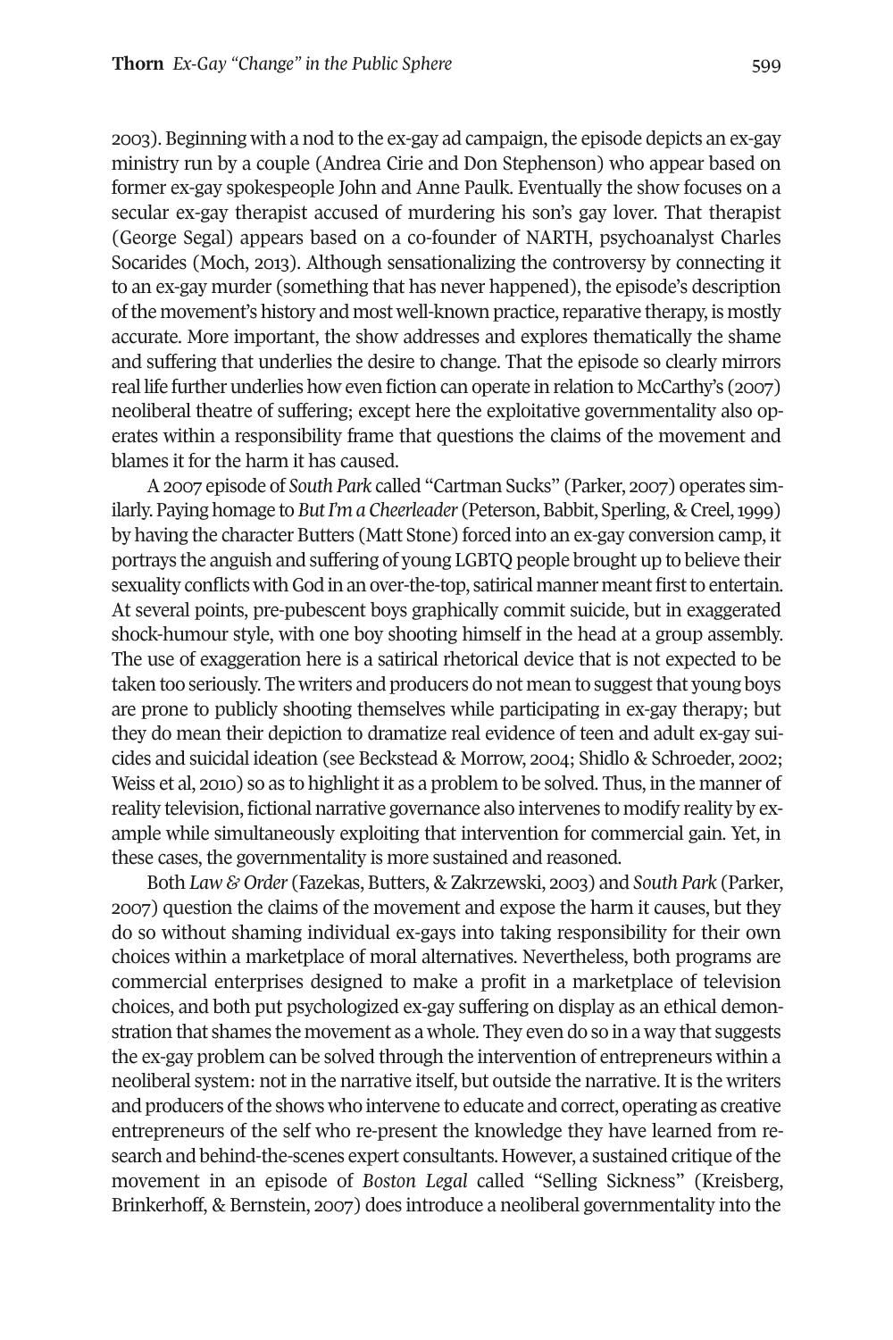2003). Beginning with a nod to the ex-gay ad campaign, the episode depicts an ex-gay ministry run by a couple (Andrea Cirie and Don Stephenson) who appear based on former ex-gay spokespeople John and Anne Paulk. Eventually the show focuses on a secular ex-gay therapist accused of murdering his son's gay lover. That therapist (George Segal) appears based on a co-founder of NARTH, psychoanalyst Charles Socarides (Moch, 2013). Although sensationalizing the controversy by connecting it to an ex-gay murder (something that has never happened), the episode's description of the movement's history and most well-known practice, reparative therapy, is mostly accurate. More important, the show addresses and explores thematically the shame and suffering that underlies the desire to change. That the episode so clearly mirrors real life further underlies how even fiction can operate in relation to McCarthy's (2007) neoliberal theatre of suffering; except here the exploitative governmentality also operates within a responsibility frame that questions the claims of the movement and blames it for the harm it has caused.

A 2007 episode of *South Park* called "Cartman Sucks" (Parker, 2007) operates similarly. Paying homage to *But I'm a Cheerleader* (Peterson, Babbit, Sperling, & Creel, 1999) by having the character Butters (Matt Stone) forced into an ex-gay conversion camp, it portrays the anguish and suffering of young LGBTQ people brought up to believe their sexuality conflicts with God in an over-the-top, satirical manner meant first to entertain. At several points, pre-pubescent boys graphically commit suicide, but in exaggerated shock-humour style, with one boy shooting himself in the head at a group assembly. The use of exaggeration here is a satirical rhetorical device that is not expected to be taken too seriously. The writers and producers do not mean to suggest that young boys are prone to publicly shooting themselves while participating in ex-gay therapy; but they do mean their depiction to dramatize real evidence of teen and adult ex-gay suicides and suicidal ideation (see Beckstead & Morrow, 2004; Shidlo & Schroeder, 2002; Weiss et al, 2010) so as to highlight it as a problem to be solved. Thus, in the manner of reality television, fictional narrative governance also intervenes to modify reality by example while simultaneously exploiting that intervention for commercial gain. Yet, in these cases, the governmentality is more sustained and reasoned.

Both *Law & Order* (Fazekas, Butters, & Zakrzewski, 2003) and *South Park* (Parker, 2007) question the claims of the movement and expose the harm it causes, but they do so without shaming individual ex-gays into taking responsibility for their own choices within a marketplace of moral alternatives. Nevertheless, both programs are commercial enterprises designed to make a profit in a marketplace of television choices, and both put psychologized ex-gay suffering on display as an ethical demonstration that shames the movement as a whole. They even do so in a way that suggests the ex-gay problem can be solved through the intervention of entrepreneurs within a neoliberal system: not in the narrative itself, but outside the narrative. It is the writers and producers of the shows who intervene to educate and correct, operating as creative entrepreneurs of the self who re-present the knowledge they have learned from research and behind-the-scenes expert consultants. However, a sustained critique of the movement in an episode of *Boston Legal* called "Selling Sickness" (Kreisberg, Brinkerhoff, & Bernstein, 2007) does introduce a neoliberal governmentality into the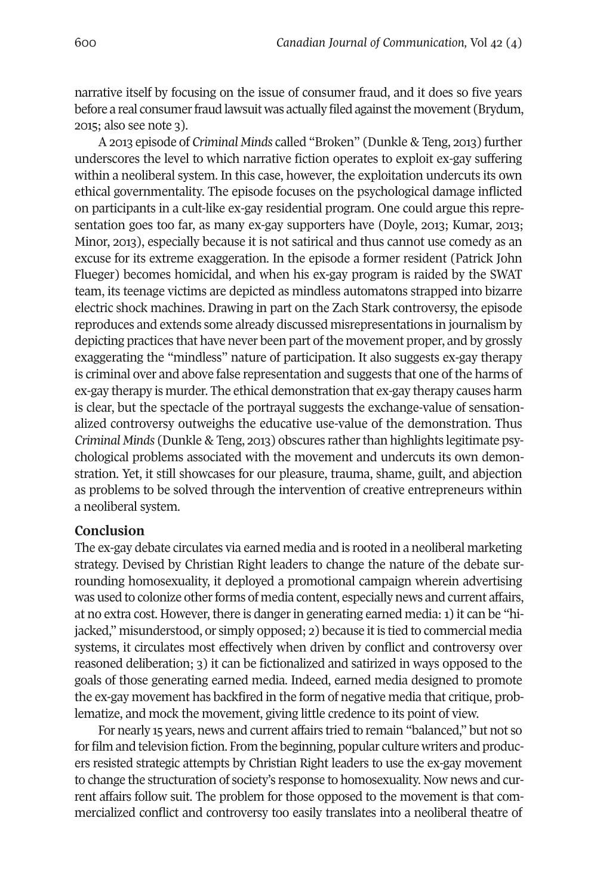narrative itself by focusing on the issue of consumer fraud, and it does so five years before a real consumer fraud lawsuit was actually filed against the movement (Brydum, 2015; also see note 3).

A 2013 episode of *Criminal Minds* called "Broken" (Dunkle & Teng, 2013) further underscores the level to which narrative fiction operates to exploit ex-gay suffering within a neoliberal system. In this case, however, the exploitation undercuts its own ethical governmentality. The episode focuses on the psychological damage inflicted on participants in a cult-like ex-gay residential program. One could argue this representation goes too far, as many ex-gay supporters have (Doyle, 2013; Kumar, 2013; Minor, 2013), especially because it is not satirical and thus cannot use comedy as an excuse for its extreme exaggeration. In the episode a former resident (Patrick John Flueger) becomes homicidal, and when his ex-gay program is raided by the SWAT team, its teenage victims are depicted as mindless automatons strapped into bizarre electric shock machines. Drawing in part on the Zach Stark controversy, the episode reproduces and extends some already discussed misrepresentations in journalism by depicting practices that have never been part of the movement proper, and by grossly exaggerating the "mindless" nature of participation. It also suggests ex-gay therapy is criminal over and above false representation and suggests that one of the harms of ex-gay therapy is murder. The ethical demonstration that ex-gay therapy causes harm is clear, but the spectacle of the portrayal suggests the exchange-value of sensationalized controversy outweighs the educative use-value of the demonstration. Thus *Criminal Minds* (Dunkle & Teng, 2013) obscures rather than highlights legitimate psychological problems associated with the movement and undercuts its own demonstration. Yet, it still showcases for our pleasure, trauma, shame, guilt, and abjection as problems to be solved through the intervention of creative entrepreneurs within a neoliberal system.

## Conclusion

The ex-gay debate circulates via earned media and is rooted in a neoliberal marketing strategy. Devised by Christian Right leaders to change the nature of the debate surrounding homosexuality, it deployed a promotional campaign wherein advertising was used to colonize other forms of media content, especially news and current affairs, at no extra cost. However, there is danger in generating earned media: 1) it can be "hijacked," misunderstood, or simply opposed; 2) because it is tied to commercial media systems, it circulates most effectively when driven by conflict and controversy over reasoned deliberation; 3) it can be fictionalized and satirized in ways opposed to the goals of those generating earned media. Indeed, earned media designed to promote the ex-gay movement has backfired in the form of negative media that critique, problematize, and mock the movement, giving little credence to its point of view.

For nearly 15 years, news and current affairs tried to remain "balanced," but not so for film and television fiction. From the beginning, popular culture writers and producers resisted strategic attempts by Christian Right leaders to use the ex-gay movement to change the structuration of society's response to homosexuality. Now news and current affairs follow suit. The problem for those opposed to the movement is that commercialized conflict and controversy too easily translates into a neoliberal theatre of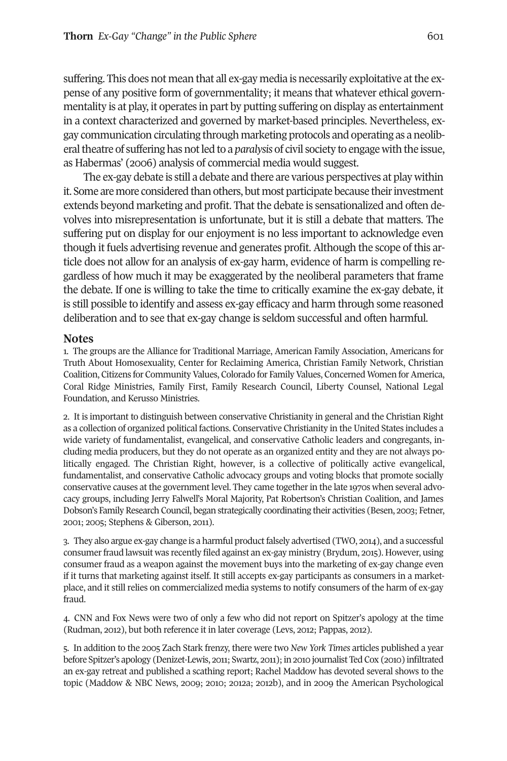suffering. This does not mean that all ex-gay media is necessarily exploitative at the expense of any positive form of governmentality; it means that whatever ethical governmentality is at play, it operates in part by putting suffering on display as entertainment in a context characterized and governed by market-based principles. Nevertheless, ex-gay communication circulating through marketing protocols and operating as a neoliberal theatre of suffering has not led to a *paralysis* of civil society to engage with the issue, as Habermas' (2006) analysis of commercial media would suggest.

The ex-gay debate is still a debate and there are various perspectives at play within it. Some are more considered than others, but most participate because their investment extends beyond marketing and profit. That the debate is sensationalized and often devolves into misrepresentation is unfortunate, but it is still a debate that matters. The suffering put on display for our enjoyment is no less important to acknowledge even though it fuels advertising revenue and generates profit. Although the scope of this article does not allow for an analysis of ex-gay harm, evidence of harm is compelling regardless of how much it may be exaggerated by the neoliberal parameters that frame the debate. If one is willing to take the time to critically examine the ex-gay debate, it is still possible to identify and assess ex-gay efficacy and harm through some reasoned deliberation and to see that ex-gay change is seldom successful and often harmful.

## Notes

1. The groups are the Alliance for Traditional Marriage, American Family Association, Americans for Truth About Homosexuality, Center for Reclaiming America, Christian Family Network, Christian Coalition, Citizens for Community Values, Colorado for Family Values, Concerned Women for America, Coral Ridge Ministries, Family First, Family Research Council, Liberty Counsel, National Legal Foundation, and Kerusso Ministries.

2. It is important to distinguish between conservative Christianity in general and the Christian Right as a collection of organized political factions. Conservative Christianity in the United States includes a wide variety of fundamentalist, evangelical, and conservative Catholic leaders and congregants, including media producers, but they do not operate as an organized entity and they are not always politically engaged. The Christian Right, however, is a collective of politically active evangelical, fundamentalist, and conservative Catholic advocacy groups and voting blocks that promote socially conservative causes at the government level. They came together in the late 1970s when several advocacy groups, including Jerry Falwell's Moral Majority, Pat Robertson's Christian Coalition, and James Dobson's Family Research Council, began strategically coordinating their activities (Besen, 2003; Fetner, 2001; 2005; Stephens & Giberson, 2011).

3. They also argue ex-gay change is a harmful product falsely advertised (TWO, 2014), and a successful consumer fraud lawsuit was recently filed against an ex-gay ministry (Brydum, 2015). However, using consumer fraud as a weapon against the movement buys into the marketing of ex-gay change even if it turns that marketing against itself. It still accepts ex-gay participants as consumers in a marketplace, and it still relies on commercialized media systems to notify consumers of the harm of ex-gay fraud.

4. CNN and Fox News were two of only a few who did not report on Spitzer's apology at the time (Rudman, 2012), but both reference it in later coverage (Levs, 2012; Pappas, 2012).

5. In addition to the 2005 Zach Stark frenzy, there were two *New York Times* articles published a year before Spitzer's apology (Denizet-Lewis, 2011; Swartz, 2011); in 2010 journalist Ted Cox (2010) infiltrated an ex-gay retreat and published a scathing report; Rachel Maddow has devoted several shows to the topic (Maddow & NBC News, 2009; 2010; 2012a; 2012b), and in 2009 the American Psychological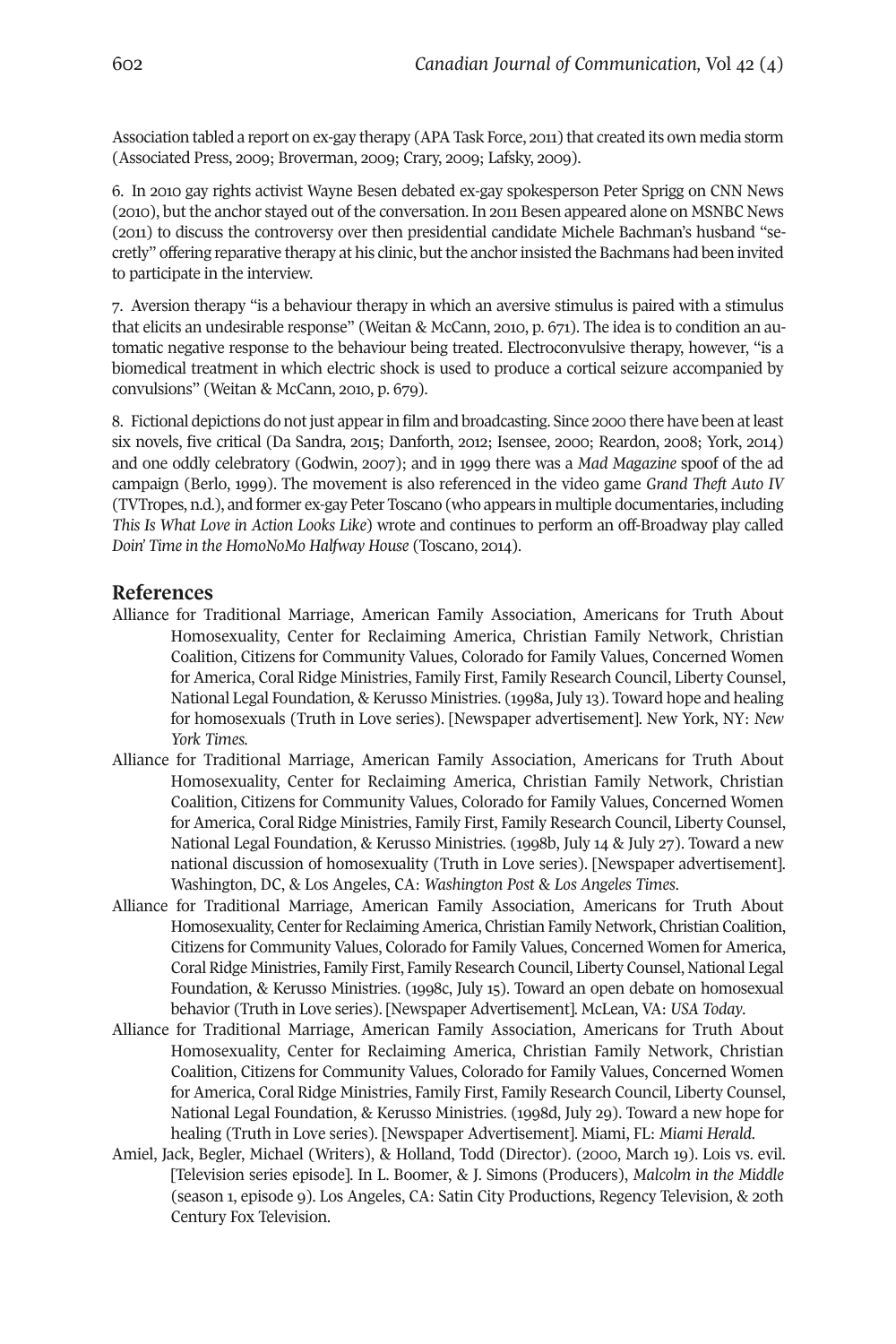Association tabled a report on ex-gay therapy (APA Task Force, 2011) that created its own media storm (Associated Press, 2009; Broverman, 2009; Crary, 2009; Lafsky, 2009).

6. In 2010 gay rights activist Wayne Besen debated ex-gay spokesperson Peter Sprigg on CNN News (2010), but the anchor stayed out of the conversation. In 2011 Besen appeared alone on MSNBC News (2011) to discuss the controversy over then presidential candidate Michele Bachman's husband "secretly" offering reparative therapy at his clinic, but the anchor insisted the Bachmans had been invited to participate in the interview.

7. Aversion therapy "is a behaviour therapy in which an aversive stimulus is paired with a stimulus that elicits an undesirable response" (Weitan & McCann, 2010, p. 671). The idea is to condition an automatic negative response to the behaviour being treated. Electroconvulsive therapy, however, "is a biomedical treatment in which electric shock is used to produce a cortical seizure accompanied by convulsions" (Weitan & McCann, 2010, p. 679).

8. Fictional depictions do not just appear in film and broadcasting. Since 2000 there have been at least six novels, five critical (Da Sandra, 2015; Danforth, 2012; Isensee, 2000; Reardon, 2008; York, 2014) and one oddly celebratory (Godwin, 2007); and in 1999 there was a *Mad Magazine* spoof of the ad campaign (Berlo, 1999). The movement is also referenced in the video game *Grand Theft Auto IV* (TVTropes, n.d.), and former ex-gay Peter Toscano (who appears in multiple documentaries, including *This Is What Love in Action Looks Like*) wrote and continues to perform an off-Broadway play called *Doin' Time in the HomoNoMo Halfway House* (Toscano, 2014).

## References

Alliance for Traditional Marriage, American Family Association, Americans for Truth About Homosexuality, Center for Reclaiming America, Christian Family Network, Christian Coalition, Citizens for Community Values, Colorado for Family Values, Concerned Women for America, Coral Ridge Ministries, Family First, Family Research Council, Liberty Counsel, National Legal Foundation, & Kerusso Ministries. (1998a, July 13). Toward hope and healing for homosexuals (Truth in Love series). [Newspaper advertisement]. New York, NY: *New York Times.*

Alliance for Traditional Marriage, American Family Association, Americans for Truth About Homosexuality, Center for Reclaiming America, Christian Family Network, Christian Coalition, Citizens for Community Values, Colorado for Family Values, Concerned Women for America, Coral Ridge Ministries, Family First, Family Research Council, Liberty Counsel, National Legal Foundation, & Kerusso Ministries. (1998b, July 14 & July 27). Toward a new national discussion of homosexuality (Truth in Love series). [Newspaper advertisement]. Washington, DC, & Los Angeles, CA: *Washington Post* & *Los Angeles Times*.

Alliance for Traditional Marriage, American Family Association, Americans for Truth About Homosexuality, Center for Reclaiming America, Christian Family Network, Christian Coalition, Citizens for Community Values, Colorado for Family Values, Concerned Women for America, Coral Ridge Ministries, Family First, Family Research Council, Liberty Counsel, National Legal Foundation, & Kerusso Ministries. (1998c, July 15). Toward an open debate on homosexual behavior (Truth in Love series). [Newspaper Advertisement]. McLean, VA: *USA Today*.

Alliance for Traditional Marriage, American Family Association, Americans for Truth About Homosexuality, Center for Reclaiming America, Christian Family Network, Christian Coalition, Citizens for Community Values, Colorado for Family Values, Concerned Women for America, Coral Ridge Ministries, Family First, Family Research Council, Liberty Counsel, National Legal Foundation, & Kerusso Ministries. (1998d, July 29). Toward a new hope for healing (Truth in Love series). [Newspaper Advertisement]. Miami, FL: *Miami Herald*.

Amiel, Jack, Begler, Michael (Writers), & Holland, Todd (Director). (2000, March 19). Lois vs. evil. [Television series episode]. In L. Boomer, & J. Simons (Producers), *Malcolm in the Middle* (season 1, episode 9). Los Angeles, CA: Satin City Productions, Regency Television, & 20th Century Fox Television.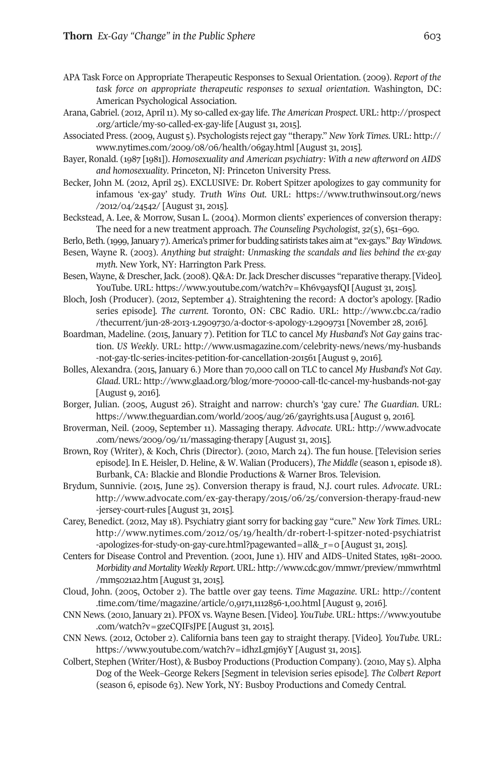APA Task Force on Appropriate Therapeutic Responses to Sexual Orientation. (2009). *Report of the task force on appropriate therapeutic responses to sexual orientation*. Washington, DC: American Psychological Association.

Arana, Gabriel. (2012, April 11). My so-called ex-gay life. *The American Prospect*. URL: http://prospect.org/article/my-so-called-ex-gay-life [August 31, 2015].

Associated Press. (2009, August 5). Psychologists reject gay "therapy." *New York Times*. URL: http://www.nytimes.com/2009/08/06/health/06gay.html [August 31, 2015].

Bayer, Ronald. (1987 [1981]). *Homosexuality and American psychiatry: With a new afterword on AIDS and homosexuality*. Princeton, NJ: Princeton University Press.

Becker, John M. (2012, April 25). EXCLUSIVE: Dr. Robert Spitzer apologizes to gay community for infamous 'ex-gay' study. *Truth Wins Out*. URL: https://www.truthwinsout.org/news/2012/04/24542/ [August 31, 2015].

Beckstead, A. Lee, & Morrow, Susan L. (2004). Mormon clients' experiences of conversion therapy: The need for a new treatment approach. *The Counseling Psychologist*, *32*(5), 651–690.

Berlo, Beth. (1999, January 7). America's primer for budding satirists takes aim at "ex-gays." *Bay Windows*.

Besen, Wayne R. (2003). *Anything but straight: Unmasking the scandals and lies behind the ex-gay myth*. New York, NY: Harrington Park Press.

Besen, Wayne, & Drescher, Jack. (2008). Q&A: Dr. Jack Drescher discusses "reparative therapy. [Video]. YouTube. URL: https://www.youtube.com/watch?v=Kh6v9aysfQI [August 31, 2015].

Bloch, Josh (Producer). (2012, September 4). Straightening the record: A doctor's apology. [Radio series episode]. *The current*. Toronto, ON: CBC Radio. URL: http://www.cbc.ca/radio/thecurrent/jun-28-2013-1.2909730/a-doctor-s-apology-1.2909731 [November 28, 2016].

Boardman, Madeline. (2015, January 7). Petition for TLC to cancel *My Husband's Not Gay* gains traction. *US Weekly*. URL: http://www.usmagazine.com/celebrity-news/news/my-husbands-not-gay-tlc-series-incites-petition-for-cancellation-201561 [August 9, 2016].

Bolles, Alexandra. (2015, January 6.) More than 70,000 call on TLC to cancel *My Husband's Not Gay*. *Glaad*. URL: http://www.glaad.org/blog/more-70000-call-tlc-cancel-my-husbands-not-gay [August 9, 2016].

Borger, Julian. (2005, August 26). Straight and narrow: church's 'gay cure.' *The Guardian*. URL: https://www.theguardian.com/world/2005/aug/26/gayrights.usa [August 9, 2016].

Broverman, Neil. (2009, September 11). Massaging therapy. *Advocate*. URL: http://www.advocate.com/news/2009/09/11/massaging-therapy [August 31, 2015].

Brown, Roy (Writer), & Koch, Chris (Director). (2010, March 24). The fun house. [Television series episode]. In E. Heisler, D. Heline, & W. Walian (Producers), *The Middle* (season 1, episode 18). Burbank, CA: Blackie and Blondie Productions & Warner Bros. Television.

Brydum, Sunnivie. (2015, June 25). Conversion therapy is fraud, N.J. court rules. *Advocate*. URL: http://www.advocate.com/ex-gay-therapy/2015/06/25/conversion-therapy-fraud-new-jersey-court-rules [August 31, 2015].

Carey, Benedict. (2012, May 18). Psychiatry giant sorry for backing gay "cure." *New York Times*. URL: http://www.nytimes.com/2012/05/19/health/dr-robert-l-spitzer-noted-psychiatrist-apologizes-for-study-on-gay-cure.html?pagewanted=all&_r=0 [August 31, 2015].

Centers for Disease Control and Prevention. (2001, June 1). HIV and AIDS–United States, 1981–2000. *Morbidity and Mortality Weekly Report*. URL: http://www.cdc.gov/mmwr/preview/mmwrhtml/mm5021a2.htm [August 31, 2015].

Cloud, John. (2005, October 2). The battle over gay teens. *Time Magazine*. URL: http://content.time.com/time/magazine/article/0,9171,1112856-1,00.html [August 9, 2016].

CNN News. (2010, January 21). PFOX vs. Wayne Besen. [Video]. *YouTube*. URL: https://www.youtube.com/watch?v=gzeCQIFsJPE [August 31, 2015].

CNN News. (2012, October 2). California bans teen gay to straight therapy. [Video]. *YouTube*. URL: https://www.youtube.com/watch?v=idhzLgmj6yY [August 31, 2015].

Colbert, Stephen (Writer/Host), & Busboy Productions (Production Company). (2010, May 5). Alpha Dog of the Week–George Rekers [Segment in television series episode]. *The Colbert Report* (season 6, episode 63). New York, NY: Busboy Productions and Comedy Central.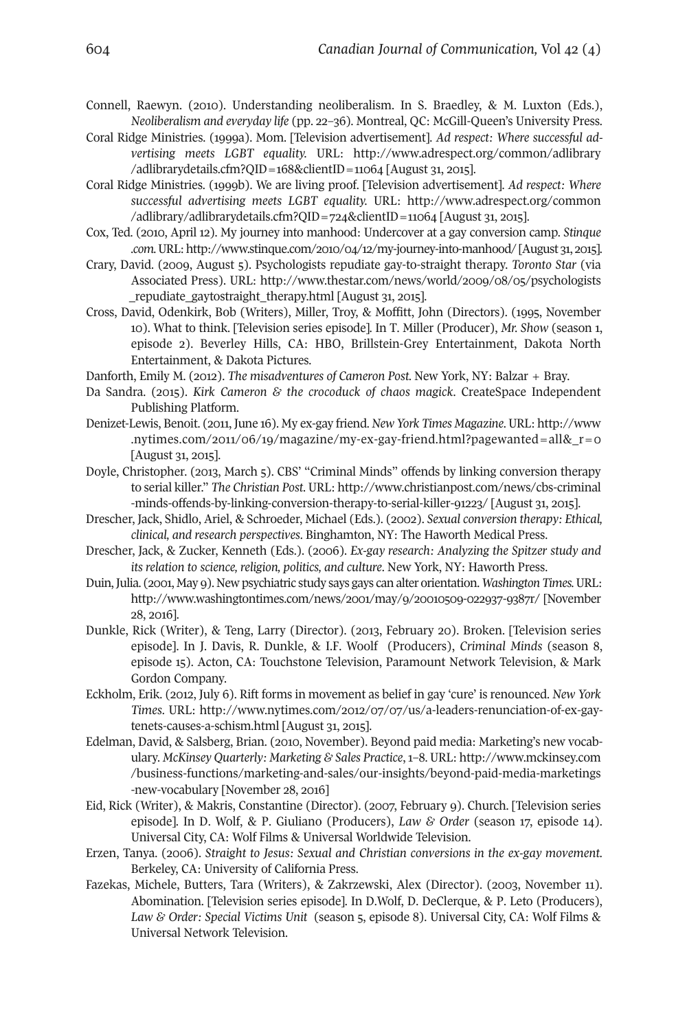Connell, Raewyn. (2010). Understanding neoliberalism. In S. Braedley, & M. Luxton (Eds.), *Neoliberalism and everyday life* (pp. 22–36). Montreal, QC: McGill-Queen's University Press.

Coral Ridge Ministries. (1999a). Mom. [Television advertisement]. *Ad respect: Where successful advertising meets LGBT equality.* URL: http://www.adrespect.org/common/adlibrary/adlibrarydetails.cfm?QID=168&clientID=11064 [August 31, 2015].

Coral Ridge Ministries. (1999b). We are living proof. [Television advertisement]. *Ad respect: Where successful advertising meets LGBT equality.* URL: http://www.adrespect.org/common/adlibrary/adlibrarydetails.cfm?QID=724&clientID=11064 [August 31, 2015].

Cox, Ted. (2010, April 12). My journey into manhood: Undercover at a gay conversion camp. *Stinque.com.* URL: http://www.stinque.com/2010/04/12/my-journey-into-manhood/ [August 31, 2015].

Crary, David. (2009, August 5). Psychologists repudiate gay-to-straight therapy. *Toronto Star* (via Associated Press). URL: http://www.thestar.com/news/world/2009/08/05/psychologists_repudiate_gaytostraight_therapy.html [August 31, 2015].

Cross, David, Odenkirk, Bob (Writers), Miller, Troy, & Moffitt, John (Directors). (1995, November 10). What to think. [Television series episode]. In T. Miller (Producer), *Mr. Show* (season 1, episode 2). Beverley Hills, CA: HBO, Brillstein-Grey Entertainment, Dakota North Entertainment, & Dakota Pictures.

Danforth, Emily M. (2012). *The misadventures of Cameron Post.* New York, NY: Balzar + Bray.

Da Sandra. (2015). *Kirk Cameron & the crocoduck of chaos magick*. CreateSpace Independent Publishing Platform.

Denizet-Lewis, Benoit. (2011, June 16). My ex-gay friend. *New York Times Magazine.* URL: http://www.nytimes.com/2011/06/19/magazine/my-ex-gay-friend.html?pagewanted=all&_r=0 [August 31, 2015].

Doyle, Christopher. (2013, March 5). CBS' "Criminal Minds" offends by linking conversion therapy to serial killer." *The Christian Post.* URL: http://www.christianpost.com/news/cbs-criminal-minds-offends-by-linking-conversion-therapy-to-serial-killer-91223/ [August 31, 2015].

Drescher, Jack, Shidlo, Ariel, & Schroeder, Michael (Eds.). (2002). *Sexual conversion therapy: Ethical, clinical, and research perspectives*. Binghamton, NY: The Haworth Medical Press.

Drescher, Jack, & Zucker, Kenneth (Eds.). (2006). *Ex-gay research: Analyzing the Spitzer study and its relation to science, religion, politics, and culture*. New York, NY: Haworth Press.

Duin, Julia. (2001, May 9). New psychiatric study says gays can alter orientation. *Washington Times.* URL: http://www.washingtontimes.com/news/2001/may/9/20010509-022937-9387r/ [November 28, 2016].

Dunkle, Rick (Writer), & Teng, Larry (Director). (2013, February 20). Broken. [Television series episode]. In J. Davis, R. Dunkle, & I.F. Woolf (Producers), *Criminal Minds* (season 8, episode 15). Acton, CA: Touchstone Television, Paramount Network Television, & Mark Gordon Company.

Eckholm, Erik. (2012, July 6). Rift forms in movement as belief in gay 'cure' is renounced. *New York Times.* URL: http://www.nytimes.com/2012/07/07/us/a-leaders-renunciation-of-ex-gay-tenets-causes-a-schism.html [August 31, 2015].

Edelman, David, & Salsberg, Brian. (2010, November). Beyond paid media: Marketing's new vocabulary. *McKinsey Quarterly: Marketing & Sales Practice*, 1–8. URL: http://www.mckinsey.com/business-functions/marketing-and-sales/our-insights/beyond-paid-media-marketings-new-vocabulary [November 28, 2016]

Eid, Rick (Writer), & Makris, Constantine (Director). (2007, February 9). Church. [Television series episode]. In D. Wolf, & P. Giuliano (Producers), *Law & Order* (season 17, episode 14). Universal City, CA: Wolf Films & Universal Worldwide Television.

Erzen, Tanya. (2006). *Straight to Jesus: Sexual and Christian conversions in the ex-gay movement.* Berkeley, CA: University of California Press.

Fazekas, Michele, Butters, Tara (Writers), & Zakrzewski, Alex (Director). (2003, November 11). Abomination. [Television series episode]. In D.Wolf, D. DeClerque, & P. Leto (Producers), *Law & Order: Special Victims Unit* (season 5, episode 8). Universal City, CA: Wolf Films & Universal Network Television.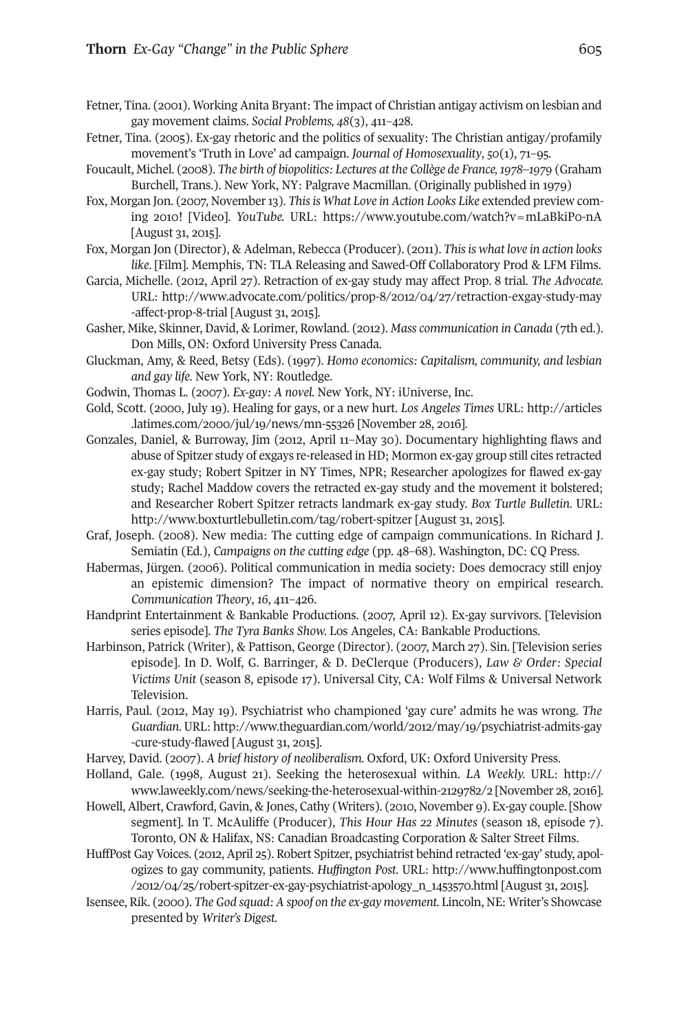Fetner, Tina. (2001). Working Anita Bryant: The impact of Christian antigay activism on lesbian and gay movement claims. *Social Problems, 48*(3), 411–428.

Fetner, Tina. (2005). Ex-gay rhetoric and the politics of sexuality: The Christian antigay/profamily movement's 'Truth in Love' ad campaign. *Journal of Homosexuality*, *50*(1), 71–95.

Foucault, Michel. (2008). *The birth of biopolitics: Lectures at the Collège de France, 1978–1979* (Graham Burchell, Trans.). New York, NY: Palgrave Macmillan. (Originally published in 1979)

Fox, Morgan Jon. (2007, November 13). *This is What Love in Action Looks Like* extended preview coming 2010! [Video]. *YouTube.* URL: https://www.youtube.com/watch?v=mLaBkiP0-nA [August 31, 2015].

Fox, Morgan Jon (Director), & Adelman, Rebecca (Producer). (2011). *This is what love in action looks like*. [Film]. Memphis, TN: TLA Releasing and Sawed-Off Collaboratory Prod & LFM Films.

Garcia, Michelle. (2012, April 27). Retraction of ex-gay study may affect Prop. 8 trial. *The Advocate.* URL: http://www.advocate.com/politics/prop-8/2012/04/27/retraction-exgay-study-may-affect-prop-8-trial [August 31, 2015].

Gasher, Mike, Skinner, David, & Lorimer, Rowland. (2012). *Mass communication in Canada* (7th ed.). Don Mills, ON: Oxford University Press Canada.

Gluckman, Amy, & Reed, Betsy (Eds). (1997). *Homo economics: Capitalism, community, and lesbian and gay life*. New York, NY: Routledge.

Godwin, Thomas L. (2007). *Ex-gay: A novel.* New York, NY: iUniverse, Inc.

Gold, Scott. (2000, July 19). Healing for gays, or a new hurt. *Los Angeles Times* URL: http://articles.latimes.com/2000/jul/19/news/mn-55326 [November 28, 2016].

Gonzales, Daniel, & Burroway, Jim (2012, April 11–May 30). Documentary highlighting flaws and abuse of Spitzer study of exgays re-released in HD; Mormon ex-gay group still cites retracted ex-gay study; Robert Spitzer in NY Times, NPR; Researcher apologizes for flawed ex-gay study; Rachel Maddow covers the retracted ex-gay study and the movement it bolstered; and Researcher Robert Spitzer retracts landmark ex-gay study. *Box Turtle Bulletin.* URL: http://www.boxturtlebulletin.com/tag/robert-spitzer [August 31, 2015].

Graf, Joseph. (2008). New media: The cutting edge of campaign communications. In Richard J. Semiatin (Ed.), *Campaigns on the cutting edge* (pp. 48–68). Washington, DC: CQ Press.

Habermas, Jürgen. (2006). Political communication in media society: Does democracy still enjoy an epistemic dimension? The impact of normative theory on empirical research. *Communication Theory*, *16*, 411–426.

Handprint Entertainment & Bankable Productions. (2007, April 12). Ex-gay survivors. [Television series episode]. *The Tyra Banks Show.* Los Angeles, CA: Bankable Productions.

Harbinson, Patrick (Writer), & Pattison, George (Director). (2007, March 27). Sin. [Television series episode]. In D. Wolf, G. Barringer, & D. DeClerque (Producers), *Law & Order: Special Victims Unit* (season 8, episode 17). Universal City, CA: Wolf Films & Universal Network Television.

Harris, Paul. (2012, May 19). Psychiatrist who championed 'gay cure' admits he was wrong. *The Guardian*. URL: http://www.theguardian.com/world/2012/may/19/psychiatrist-admits-gay-cure-study-flawed [August 31, 2015].

Harvey, David. (2007). *A brief history of neoliberalism.* Oxford, UK: Oxford University Press.

Holland, Gale. (1998, August 21). Seeking the heterosexual within. *LA Weekly.* URL: http://www.laweekly.com/news/seeking-the-heterosexual-within-2129782/2 [November 28, 2016].

Howell, Albert, Crawford, Gavin, & Jones, Cathy (Writers). (2010, November 9). Ex-gay couple. [Show segment]. In T. McAuliffe (Producer), *This Hour Has 22 Minutes* (season 18, episode 7). Toronto, ON & Halifax, NS: Canadian Broadcasting Corporation & Salter Street Films.

HuffPost Gay Voices. (2012, April 25). Robert Spitzer, psychiatrist behind retracted 'ex-gay' study, apologizes to gay community, patients. *Huffington Post.* URL: http://www.huffingtonpost.com/2012/04/25/robert-spitzer-ex-gay-psychiatrist-apology_n_1453570.html [August 31, 2015].

Isensee, Rik. (2000). *The God squad: A spoof on the ex-gay movement.* Lincoln, NE: Writer's Showcase presented by *Writer's Digest.*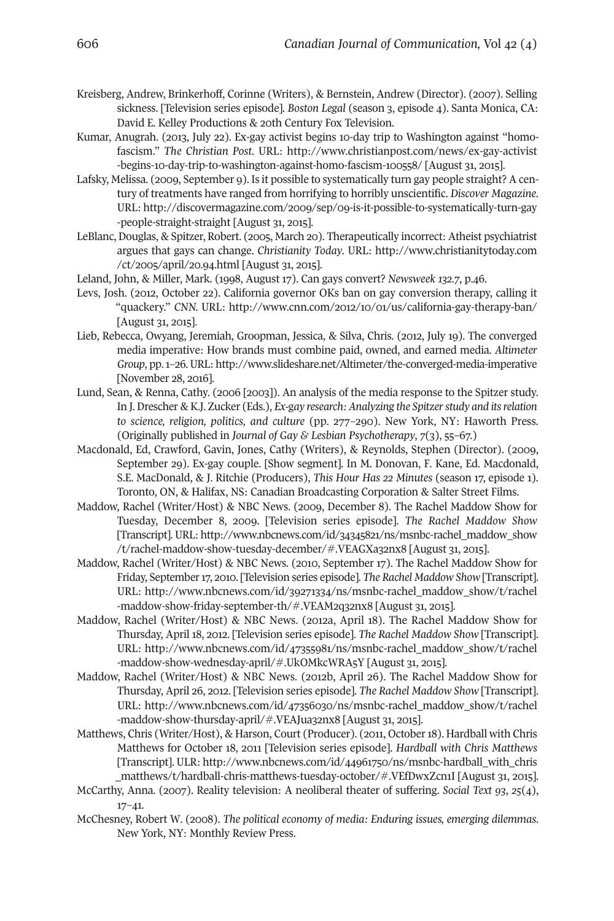Kreisberg, Andrew, Brinkerhoff, Corinne (Writers), & Bernstein, Andrew (Director). (2007). Selling sickness. [Television series episode]. *Boston Legal* (season 3, episode 4). Santa Monica, CA: David E. Kelley Productions & 20th Century Fox Television.

Kumar, Anugrah. (2013, July 22). Ex-gay activist begins 10-day trip to Washington against "homo-fascism." *The Christian Post*. URL: http://www.christianpost.com/news/ex-gay-activist-begins-10-day-trip-to-washington-against-homo-fascism-100558/ [August 31, 2015].

Lafsky, Melissa. (2009, September 9). Is it possible to systematically turn gay people straight? A century of treatments have ranged from horrifying to horribly unscientific. *Discover Magazine*. URL: http://discovermagazine.com/2009/sep/09-is-it-possible-to-systematically-turn-gay-people-straight-straight [August 31, 2015].

LeBlanc, Douglas, & Spitzer, Robert. (2005, March 20). Therapeutically incorrect: Atheist psychiatrist argues that gays can change. *Christianity Today*. URL: http://www.christianitytoday.com/ct/2005/april/20.94.html [August 31, 2015].

Leland, John, & Miller, Mark. (1998, August 17). Can gays convert? *Newsweek 132.7*, p.46.

Levs, Josh. (2012, October 22). California governor OKs ban on gay conversion therapy, calling it "quackery." *CNN*. URL: http://www.cnn.com/2012/10/01/us/california-gay-therapy-ban/ [August 31, 2015].

Lieb, Rebecca, Owyang, Jeremiah, Groopman, Jessica, & Silva, Chris. (2012, July 19). The converged media imperative: How brands must combine paid, owned, and earned media. *Altimeter Group*, pp. 1–26. URL: http://www.slideshare.net/Altimeter/the-converged-media-imperative [November 28, 2016].

Lund, Sean, & Renna, Cathy. (2006 [2003]). An analysis of the media response to the Spitzer study. In J. Drescher & K.J. Zucker (Eds.), *Ex-gay research: Analyzing the Spitzer study and its relation to science, religion, politics, and culture* (pp. 277–290). New York, NY: Haworth Press. (Originally published in *Journal of Gay & Lesbian Psychotherapy*, *7*(3), 55–67.)

Macdonald, Ed, Crawford, Gavin, Jones, Cathy (Writers), & Reynolds, Stephen (Director). (2009, September 29). Ex-gay couple. [Show segment]. In M. Donovan, F. Kane, Ed. Macdonald, S.E. MacDonald, & J. Ritchie (Producers), *This Hour Has 22 Minutes* (season 17, episode 1). Toronto, ON, & Halifax, NS: Canadian Broadcasting Corporation & Salter Street Films.

Maddow, Rachel (Writer/Host) & NBC News. (2009, December 8). The Rachel Maddow Show for Tuesday, December 8, 2009. [Television series episode]. *The Rachel Maddow Show* [Transcript]. URL: http://www.nbcnews.com/id/34345821/ns/msnbc-rachel_maddow_show/t/rachel-maddow-show-tuesday-december/#.VEAGXa32nx8 [August 31, 2015].

Maddow, Rachel (Writer/Host) & NBC News. (2010, September 17). The Rachel Maddow Show for Friday, September 17, 2010. [Television series episode]. *The Rachel Maddow Show* [Transcript]. URL: http://www.nbcnews.com/id/39271334/ns/msnbc-rachel_maddow_show/t/rachel-maddow-show-friday-september-th/#.VEAM2q32nx8 [August 31, 2015].

Maddow, Rachel (Writer/Host) & NBC News. (2012a, April 18). The Rachel Maddow Show for Thursday, April 18, 2012. [Television series episode]. *The Rachel Maddow Show* [Transcript]. URL: http://www.nbcnews.com/id/47355981/ns/msnbc-rachel_maddow_show/t/rachel-maddow-show-wednesday-april/#.UkOMkcWRA5Y [August 31, 2015].

Maddow, Rachel (Writer/Host) & NBC News. (2012b, April 26). The Rachel Maddow Show for Thursday, April 26, 2012. [Television series episode]. *The Rachel Maddow Show* [Transcript]. URL: http://www.nbcnews.com/id/47356030/ns/msnbc-rachel_maddow_show/t/rachel-maddow-show-thursday-april/#.VEAJua32nx8 [August 31, 2015].

Matthews, Chris (Writer/Host), & Harson, Court (Producer). (2011, October 18). Hardball with Chris Matthews for October 18, 2011 [Television series episode]. *Hardball with Chris Matthews* [Transcript]. ULR: http://www.nbcnews.com/id/44961750/ns/msnbc-hardball_with_chris_matthews/t/hardball-chris-matthews-tuesday-october/#.VEfDwxZcn1I [August 31, 2015].

McCarthy, Anna. (2007). Reality television: A neoliberal theater of suffering. *Social Text 93*, *25*(4), 17–41.

McChesney, Robert W. (2008). *The political economy of media: Enduring issues, emerging dilemmas*. New York, NY: Monthly Review Press.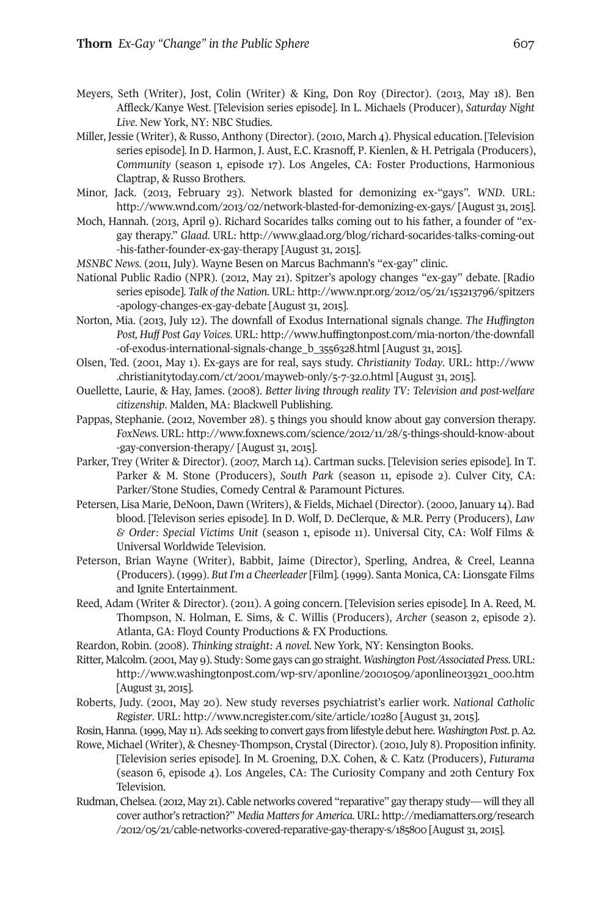Meyers, Seth (Writer), Jost, Colin (Writer) & King, Don Roy (Director). (2013, May 18). Ben Affleck/Kanye West. [Television series episode]. In L. Michaels (Producer), *Saturday Night Live*. New York, NY: NBC Studies.

Miller, Jessie (Writer), & Russo, Anthony (Director). (2010, March 4). Physical education. [Television series episode]. In D. Harmon, J. Aust, E.C. Krasnoff, P. Kienlen, & H. Petrigala (Producers), *Community* (season 1, episode 17). Los Angeles, CA: Foster Productions, Harmonious Claptrap, & Russo Brothers.

Minor, Jack. (2013, February 23). Network blasted for demonizing ex-"gays". *WND*. URL: http://www.wnd.com/2013/02/network-blasted-for-demonizing-ex-gays/ [August 31, 2015].

Moch, Hannah. (2013, April 9). Richard Socarides talks coming out to his father, a founder of "ex-gay therapy." *Glaad*. URL: http://www.glaad.org/blog/richard-socarides-talks-coming-out-his-father-founder-ex-gay-therapy [August 31, 2015].

*MSNBC News*. (2011, July). Wayne Besen on Marcus Bachmann's "ex-gay" clinic.

National Public Radio (NPR). (2012, May 21). Spitzer's apology changes "ex-gay" debate. [Radio series episode]. *Talk of the Nation*. URL: http://www.npr.org/2012/05/21/153213796/spitzers-apology-changes-ex-gay-debate [August 31, 2015].

Norton, Mia. (2013, July 12). The downfall of Exodus International signals change. *The Huffington Post, Huff Post Gay Voices*. URL: http://www.huffingtonpost.com/mia-norton/the-downfall-of-exodus-international-signals-change_b_3556328.html [August 31, 2015].

Olsen, Ted. (2001, May 1). Ex-gays are for real, says study. *Christianity Today*. URL: http://www.christianitytoday.com/ct/2001/mayweb-only/5-7-32.0.html [August 31, 2015].

Ouellette, Laurie, & Hay, James. (2008). *Better living through reality TV: Television and post-welfare citizenship*. Malden, MA: Blackwell Publishing.

Pappas, Stephanie. (2012, November 28). 5 things you should know about gay conversion therapy. *FoxNews*. URL: http://www.foxnews.com/science/2012/11/28/5-things-should-know-about-gay-conversion-therapy/ [August 31, 2015].

Parker, Trey (Writer & Director). (2007, March 14). Cartman sucks. [Television series episode]. In T. Parker & M. Stone (Producers), *South Park* (season 11, episode 2). Culver City, CA: Parker/Stone Studies, Comedy Central & Paramount Pictures.

Petersen, Lisa Marie, DeNoon, Dawn (Writers), & Fields, Michael (Director). (2000, January 14). Bad blood. [Televison series episode]. In D. Wolf, D. DeClerque, & M.R. Perry (Producers), *Law & Order: Special Victims Unit* (season 1, episode 11). Universal City, CA: Wolf Films & Universal Worldwide Television.

Peterson, Brian Wayne (Writer), Babbit, Jaime (Director), Sperling, Andrea, & Creel, Leanna (Producers). (1999). *But I'm a Cheerleader* [Film]. (1999). Santa Monica, CA: Lionsgate Films and Ignite Entertainment.

Reed, Adam (Writer & Director). (2011). A going concern. [Television series episode]. In A. Reed, M. Thompson, N. Holman, E. Sims, & C. Willis (Producers), *Archer* (season 2, episode 2). Atlanta, GA: Floyd County Productions & FX Productions.

Reardon, Robin. (2008). *Thinking straight: A novel*. New York, NY: Kensington Books.

Ritter, Malcolm. (2001, May 9). Study: Some gays can go straight. *Washington Post/Associated Press*. URL: http://www.washingtonpost.com/wp-srv/aponline/20010509/aponline013921_000.htm [August 31, 2015].

Roberts, Judy. (2001, May 20). New study reverses psychiatrist's earlier work. *National Catholic Register*. URL: http://www.ncregister.com/site/article/10280 [August 31, 2015].

Rosin, Hanna. (1999, May 11). Ads seeking to convert gays from lifestyle debut here. *Washington Post*. p. A2.

Rowe, Michael (Writer), & Chesney-Thompson, Crystal (Director). (2010, July 8). Proposition infinity. [Television series episode]. In M. Groening, D.X. Cohen, & C. Katz (Producers), *Futurama* (season 6, episode 4). Los Angeles, CA: The Curiosity Company and 20th Century Fox Television.

Rudman, Chelsea. (2012, May 21). Cable networks covered "reparative" gay therapy study— will they all cover author's retraction?" *Media Matters for America*. URL: http://mediamatters.org/research/2012/05/21/cable-networks-covered-reparative-gay-therapy-s/185800 [August 31, 2015].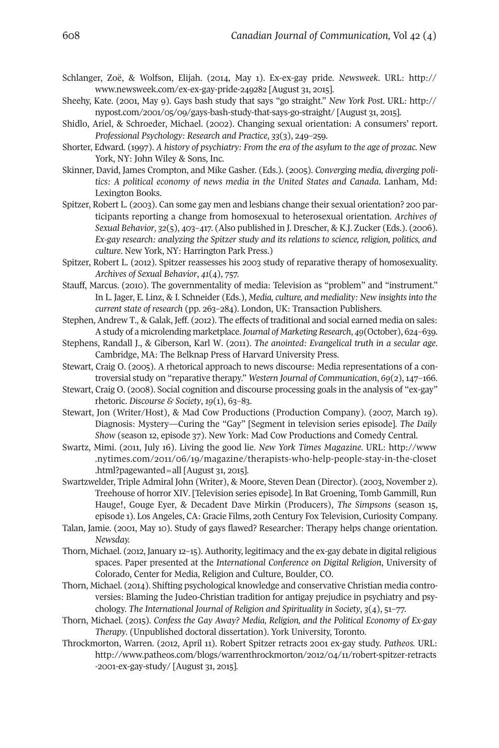Schlanger, Zoë, & Wolfson, Elijah. (2014, May 1). Ex-ex-gay pride. *Newsweek*. URL: http://www.newsweek.com/ex-ex-gay-pride-249282 [August 31, 2015].

Sheehy, Kate. (2001, May 9). Gays bash study that says "go straight." *New York Post*. URL: http://nypost.com/2001/05/09/gays-bash-study-that-says-go-straight/ [August 31, 2015].

Shidlo, Ariel, & Schroeder, Michael. (2002). Changing sexual orientation: A consumers' report. *Professional Psychology: Research and Practice*, *33*(3), 249–259.

Shorter, Edward. (1997). *A history of psychiatry: From the era of the asylum to the age of prozac.* New York, NY: John Wiley & Sons, Inc.

Skinner, David, James Crompton, and Mike Gasher. (Eds.). (2005). *Converging media, diverging politics: A political economy of news media in the United States and Canada*. Lanham, Md: Lexington Books.

Spitzer, Robert L. (2003). Can some gay men and lesbians change their sexual orientation? 200 participants reporting a change from homosexual to heterosexual orientation. *Archives of Sexual Behavior*, *32*(5), 403–417. (Also published in J. Drescher, & K.J. Zucker (Eds.). (2006). *Ex-gay research: analyzing the Spitzer study and its relations to science, religion, politics, and culture*. New York, NY: Harrington Park Press.)

Spitzer, Robert L. (2012). Spitzer reassesses his 2003 study of reparative therapy of homosexuality. *Archives of Sexual Behavior*, *41*(4), 757.

Stauff, Marcus. (2010). The governmentality of media: Television as "problem" and "instrument." In L. Jager, E. Linz, & I. Schneider (Eds.), *Media, culture, and mediality: New insights into the current state of research* (pp. 263–284). London, UK: Transaction Publishers.

Stephen, Andrew T., & Galak, Jeff. (2012). The effects of traditional and social earned media on sales: A study of a microlending marketplace. *Journal of Marketing Research*, *49*(October), 624–639.

Stephens, Randall J., & Giberson, Karl W. (2011). *The anointed: Evangelical truth in a secular age*. Cambridge, MA: The Belknap Press of Harvard University Press.

Stewart, Craig O. (2005). A rhetorical approach to news discourse: Media representations of a controversial study on "reparative therapy." *Western Journal of Communication*, *69*(2), 147–166.

Stewart, Craig O. (2008). Social cognition and discourse processing goals in the analysis of "ex-gay" rhetoric. *Discourse & Society*, *19*(1), 63–83.

Stewart, Jon (Writer/Host), & Mad Cow Productions (Production Company). (2007, March 19). Diagnosis: Mystery—Curing the "Gay" [Segment in television series episode]. *The Daily Show* (season 12, episode 37). New York: Mad Cow Productions and Comedy Central.

Swartz, Mimi. (2011, July 16). Living the good lie. *New York Times Magazine*. URL: http://www.nytimes.com/2011/06/19/magazine/therapists-who-help-people-stay-in-the-closet.html?pagewanted=all [August 31, 2015].

Swartzwelder, Triple Admiral John (Writer), & Moore, Steven Dean (Director). (2003, November 2). Treehouse of horror XIV. [Television series episode]. In Bat Groening, Tomb Gammill, Run Hauge!, Gouge Eyer, & Decadent Dave Mirkin (Producers), *The Simpsons* (season 15, episode 1). Los Angeles, CA: Gracie Films, 20th Century Fox Television, Curiosity Company.

Talan, Jamie. (2001, May 10). Study of gays flawed? Researcher: Therapy helps change orientation. *Newsday.*

Thorn, Michael. (2012, January 12–15). Authority, legitimacy and the ex-gay debate in digital religious spaces. Paper presented at the *International Conference on Digital Religion*, University of Colorado, Center for Media, Religion and Culture, Boulder, CO.

Thorn, Michael. (2014). Shifting psychological knowledge and conservative Christian media controversies: Blaming the Judeo-Christian tradition for antigay prejudice in psychiatry and psychology. *The International Journal of Religion and Spirituality in Society*, *3*(4), 51–77.

Thorn, Michael. (2015). *Confess the Gay Away? Media, Religion, and the Political Economy of Ex-gay Therapy*. (Unpublished doctoral dissertation). York University, Toronto.

Throckmorton, Warren. (2012, April 11). Robert Spitzer retracts 2001 ex-gay study. *Patheos.* URL: http://www.patheos.com/blogs/warrenthrockmorton/2012/04/11/robert-spitzer-retracts-2001-ex-gay-study/ [August 31, 2015].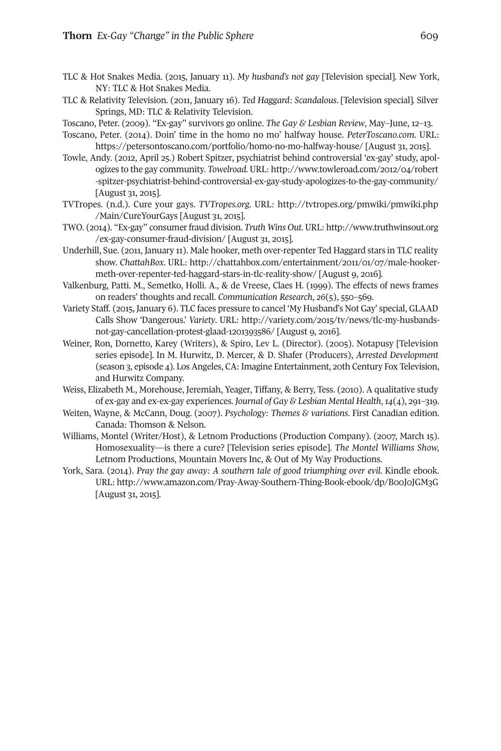TLC & Hot Snakes Media. (2015, January 11). *My husband's not gay* [Television special]. New York, NY: TLC & Hot Snakes Media.

TLC & Relativity Television. (2011, January 16). *Ted Haggard: Scandalous*. [Television special]. Silver Springs, MD: TLC & Relativity Television.

Toscano, Peter. (2009). "Ex-gay" survivors go online. *The Gay & Lesbian Review*, May–June, 12–13.

Toscano, Peter. (2014). Doin' time in the homo no mo' halfway house. *PeterToscano.com.* URL: https://petersontoscano.com/portfolio/homo-no-mo-halfway-house/ [August 31, 2015].

Towle, Andy. (2012, April 25.) Robert Spitzer, psychiatrist behind controversial 'ex-gay' study, apologizes to the gay community. *Towelroad.* URL: http://www.towleroad.com/2012/04/robert-spitzer-psychiatrist-behind-controversial-ex-gay-study-apologizes-to-the-gay-community/ [August 31, 2015].

TVTropes. (n.d.). Cure your gays. *TVTropes.org.* URL: http://tvtropes.org/pmwiki/pmwiki.php/Main/CureYourGays [August 31, 2015].

TWO. (2014). "Ex-gay" consumer fraud division. *Truth Wins Out*. URL: http://www.truthwinsout.org/ex-gay-consumer-fraud-division/ [August 31, 2015].

Underhill, Sue. (2011, January 11). Male hooker, meth over-repenter Ted Haggard stars in TLC reality show. *ChattahBox*. URL: http://chattahbox.com/entertainment/2011/01/07/male-hooker-meth-over-repenter-ted-haggard-stars-in-tlc-reality-show/ [August 9, 2016].

Valkenburg, Patti. M., Semetko, Holli. A., & de Vreese, Claes H. (1999). The effects of news frames on readers' thoughts and recall. *Communication Research*, *26*(5), 550–569.

Variety Staff. (2015, January 6). TLC faces pressure to cancel 'My Husband's Not Gay' special, GLAAD Calls Show 'Dangerous.' *Variety*. URL: http://variety.com/2015/tv/news/tlc-my-husbands-not-gay-cancellation-protest-glaad-1201393586/ [August 9, 2016].

Weiner, Ron, Dornetto, Karey (Writers), & Spiro, Lev L. (Director). (2005). Notapusy [Television series episode]. In M. Hurwitz, D. Mercer, & D. Shafer (Producers), *Arrested Development* (season 3, episode 4). Los Angeles, CA: Imagine Entertainment, 20th Century Fox Television, and Hurwitz Company.

Weiss, Elizabeth M., Morehouse, Jeremiah, Yeager, Tiffany, & Berry, Tess. (2010). A qualitative study of ex-gay and ex-ex-gay experiences. *Journal of Gay & Lesbian Mental Health*, *14*(4), 291–319.

Weiten, Wayne, & McCann, Doug. (2007). *Psychology: Themes & variations*. First Canadian edition. Canada: Thomson & Nelson.

Williams, Montel (Writer/Host), & Letnom Productions (Production Company). (2007, March 15). Homosexuality—is there a cure? [Television series episode]. *The Montel Williams Show,* Letnom Productions, Mountain Movers Inc, & Out of My Way Productions.

York, Sara. (2014). *Pray the gay away: A southern tale of good triumphing over evil.* Kindle ebook. URL: http://www.amazon.com/Pray-Away-Southern-Thing-Book-ebook/dp/B00J0JGM3G [August 31, 2015].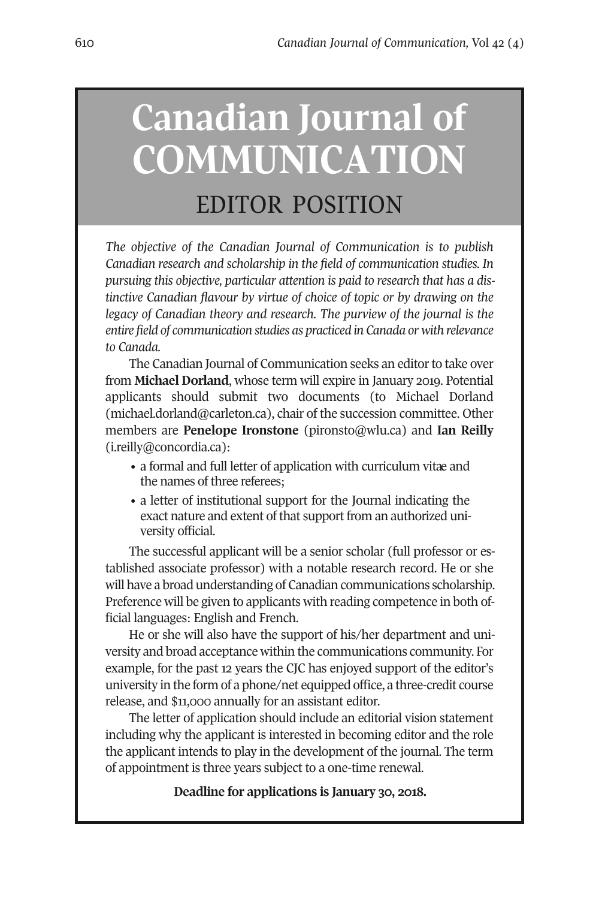# Canadian Journal of COMMUNICATION

## EDITOR POSITION

*The objective of the Canadian Journal of Communication is to publish Canadian research and scholarship in the field of communication studies. In pursuing this objective, particular attention is paid to research that has a distinctive Canadian flavour by virtue of choice of topic or by drawing on the legacy of Canadian theory and research. The purview of the journal is the entire field of communication studies as practiced in Canada or with relevance to Canada.*

The Canadian Journal of Communication seeks an editor to take over from **Michael Dorland**, whose term will expire in January 2019. Potential applicants should submit two documents (to Michael Dorland (michael.dorland@carleton.ca), chair of the succession committee. Other members are **Penelope Ironstone** (pironsto@wlu.ca) and **Ian Reilly** (i.reilly@concordia.ca):

- a formal and full letter of application with curriculum vitae and the names of three referees;
- a letter of institutional support for the Journal indicating the exact nature and extent of that support from an authorized university official.

The successful applicant will be a senior scholar (full professor or established associate professor) with a notable research record. He or she will have a broad understanding of Canadian communications scholarship. Preference will be given to applicants with reading competence in both official languages: English and French.

He or she will also have the support of his/her department and university and broad acceptance within the communications community. For example, for the past 12 years the CJC has enjoyed support of the editor's university in the form of a phone/net equipped office, a three-credit course release, and $11,000 annually for an assistant editor.

The letter of application should include an editorial vision statement including why the applicant is interested in becoming editor and the role the applicant intends to play in the development of the journal. The term of appointment is three years subject to a one-time renewal.

**Deadline for applications is January 30, 2018.**